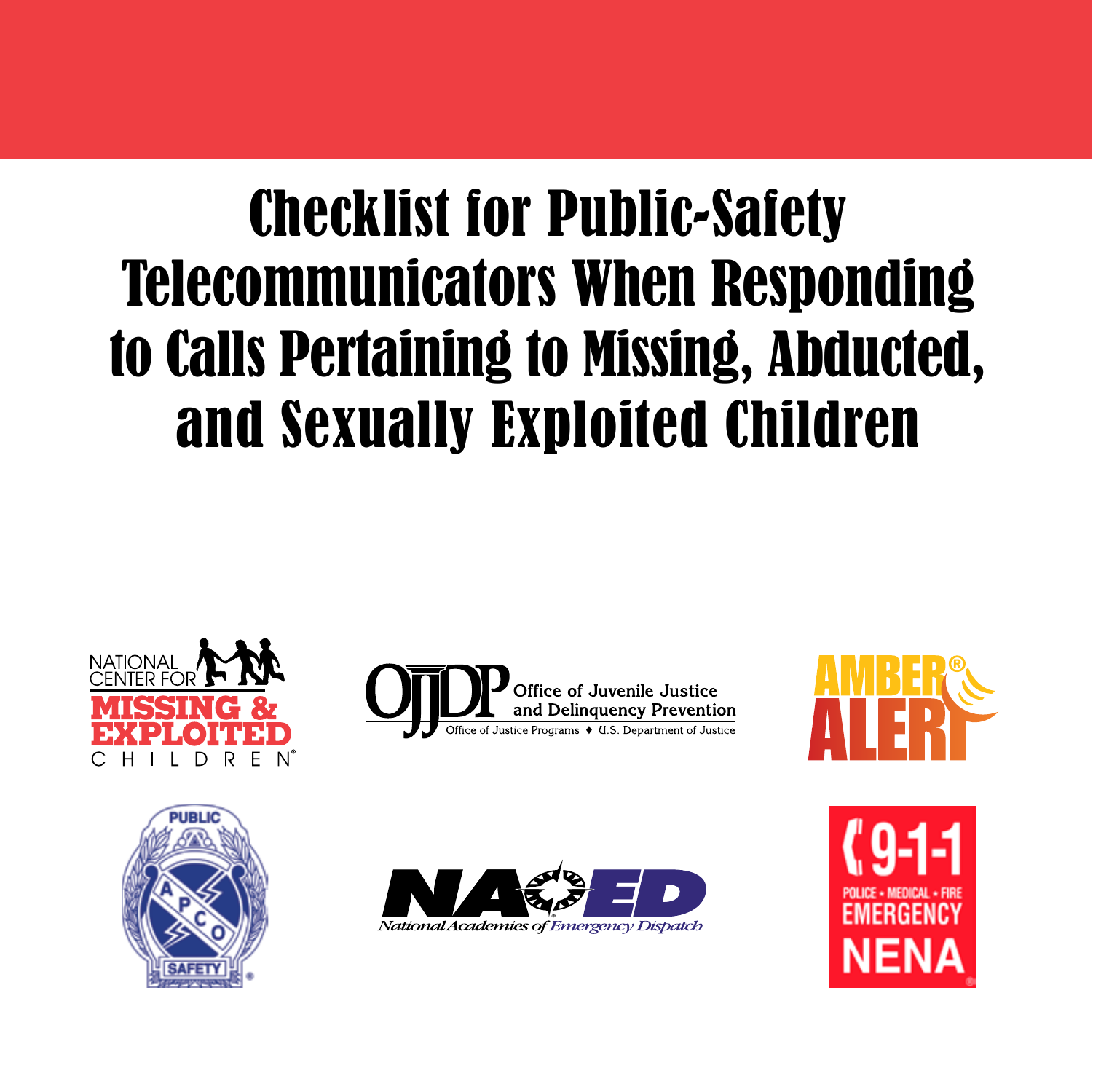# Checklist for Public-Safety Telecommunicators When Responding to Calls Pertaining to Missing, Abducted, and Sexually Exploited Children

NATIONAL CENTER FOR MISSING & EXPLOITED CHILDREN

OJJDP Office of Juvenile Justice and Delinquency Prevention
Office of Justice Programs ♦ U.S. Department of Justice

AMBER ALERT

PUBLIC SAFETY APCO

NAED National Academies of Emergency Dispatch

9-1-1 POLICE • MEDICAL • FIRE EMERGENCY NENA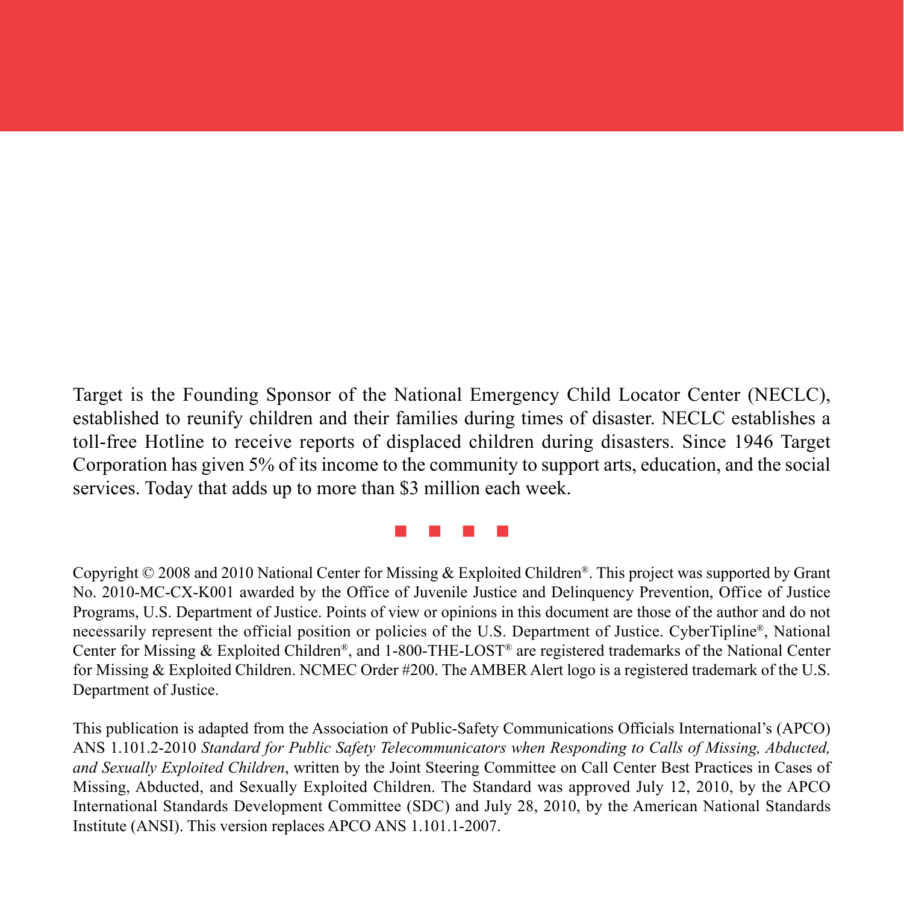Target is the Founding Sponsor of the National Emergency Child Locator Center (NECLC), established to reunify children and their families during times of disaster. NECLC establishes a toll-free Hotline to receive reports of displaced children during disasters. Since 1946 Target Corporation has given 5% of its income to the community to support arts, education, and the social services. Today that adds up to more than $3 million each week.

■ ■ ■ ■

Copyright © 2008 and 2010 National Center for Missing & Exploited Children®. This project was supported by Grant No. 2010-MC-CX-K001 awarded by the Office of Juvenile Justice and Delinquency Prevention, Office of Justice Programs, U.S. Department of Justice. Points of view or opinions in this document are those of the author and do not necessarily represent the official position or policies of the U.S. Department of Justice. CyberTipline®, National Center for Missing & Exploited Children®, and 1-800-THE-LOST® are registered trademarks of the National Center for Missing & Exploited Children. NCMEC Order #200. The AMBER Alert logo is a registered trademark of the U.S. Department of Justice.

This publication is adapted from the Association of Public-Safety Communications Officials International's (APCO) ANS 1.101.2-2010 *Standard for Public Safety Telecommunicators when Responding to Calls of Missing, Abducted, and Sexually Exploited Children*, written by the Joint Steering Committee on Call Center Best Practices in Cases of Missing, Abducted, and Sexually Exploited Children. The Standard was approved July 12, 2010, by the APCO International Standards Development Committee (SDC) and July 28, 2010, by the American National Standards Institute (ANSI). This version replaces APCO ANS 1.101.1-2007.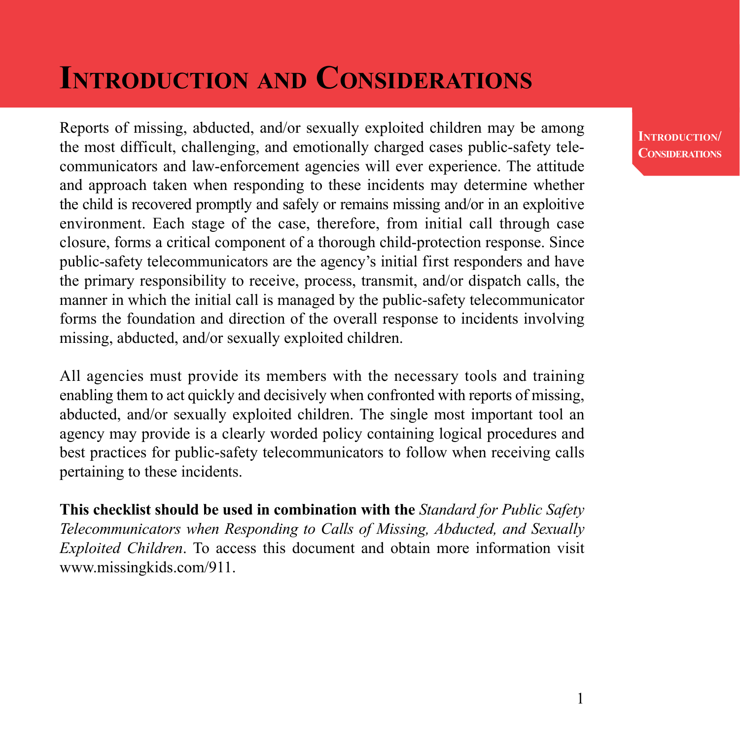# Introduction and Considerations

Reports of missing, abducted, and/or sexually exploited children may be among the most difficult, challenging, and emotionally charged cases public-safety telecommunicators and law-enforcement agencies will ever experience. The attitude and approach taken when responding to these incidents may determine whether the child is recovered promptly and safely or remains missing and/or in an exploitive environment. Each stage of the case, therefore, from initial call through case closure, forms a critical component of a thorough child-protection response. Since public-safety telecommunicators are the agency's initial first responders and have the primary responsibility to receive, process, transmit, and/or dispatch calls, the manner in which the initial call is managed by the public-safety telecommunicator forms the foundation and direction of the overall response to incidents involving missing, abducted, and/or sexually exploited children.

All agencies must provide its members with the necessary tools and training enabling them to act quickly and decisively when confronted with reports of missing, abducted, and/or sexually exploited children. The single most important tool an agency may provide is a clearly worded policy containing logical procedures and best practices for public-safety telecommunicators to follow when receiving calls pertaining to these incidents.

**This checklist should be used in combination with the** *Standard for Public Safety Telecommunicators when Responding to Calls of Missing, Abducted, and Sexually Exploited Children*. To access this document and obtain more information visit www.missingkids.com/911.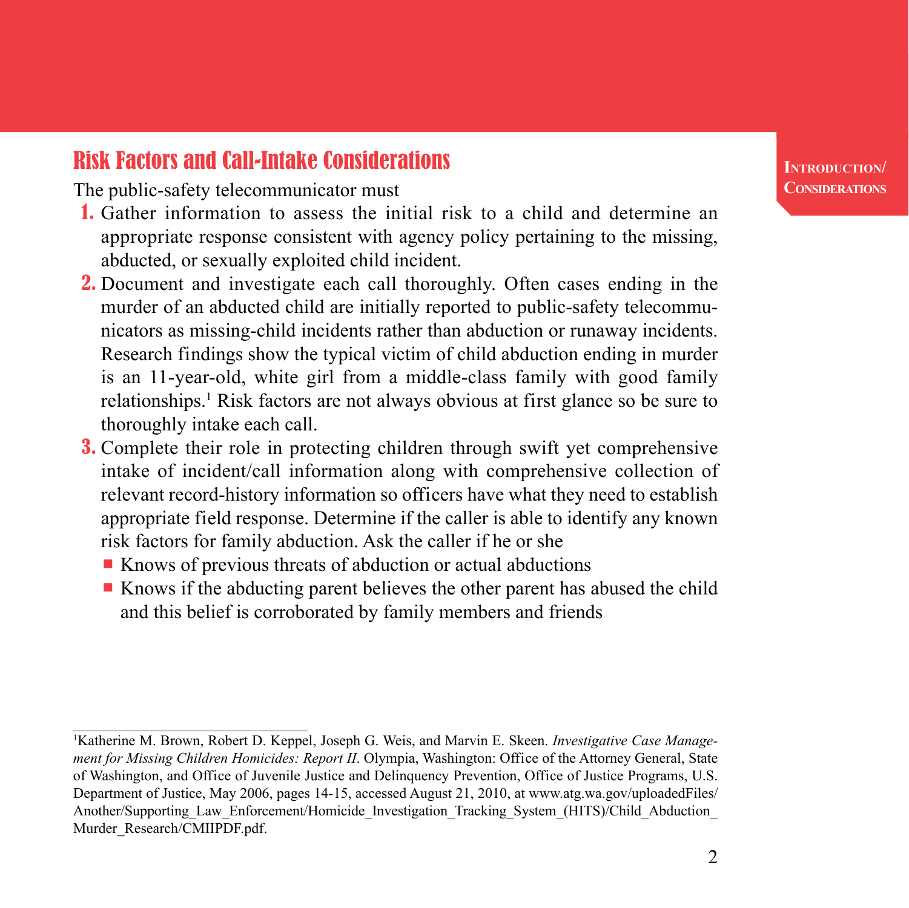## Risk Factors and Call-Intake Considerations

The public-safety telecommunicator must

1. Gather information to assess the initial risk to a child and determine an appropriate response consistent with agency policy pertaining to the missing, abducted, or sexually exploited child incident.
2. Document and investigate each call thoroughly. Often cases ending in the murder of an abducted child are initially reported to public-safety telecommunicators as missing-child incidents rather than abduction or runaway incidents. Research findings show the typical victim of child abduction ending in murder is an 11-year-old, white girl from a middle-class family with good family relationships.[1] Risk factors are not always obvious at first glance so be sure to thoroughly intake each call.
3. Complete their role in protecting children through swift yet comprehensive intake of incident/call information along with comprehensive collection of relevant record-history information so officers have what they need to establish appropriate field response. Determine if the caller is able to identify any known risk factors for family abduction. Ask the caller if he or she
   - Knows of previous threats of abduction or actual abductions
   - Knows if the abducting parent believes the other parent has abused the child and this belief is corroborated by family members and friends

---

[1] Katherine M. Brown, Robert D. Keppel, Joseph G. Weis, and Marvin E. Skeen. *Investigative Case Management for Missing Children Homicides: Report II*. Olympia, Washington: Office of the Attorney General, State of Washington, and Office of Juvenile Justice and Delinquency Prevention, Office of Justice Programs, U.S. Department of Justice, May 2006, pages 14-15, accessed August 21, 2010, at www.atg.wa.gov/uploadedFiles/Another/Supporting_Law_Enforcement/Homicide_Investigation_Tracking_System_(HITS)/Child_Abduction_Murder_Research/CMIIPDF.pdf.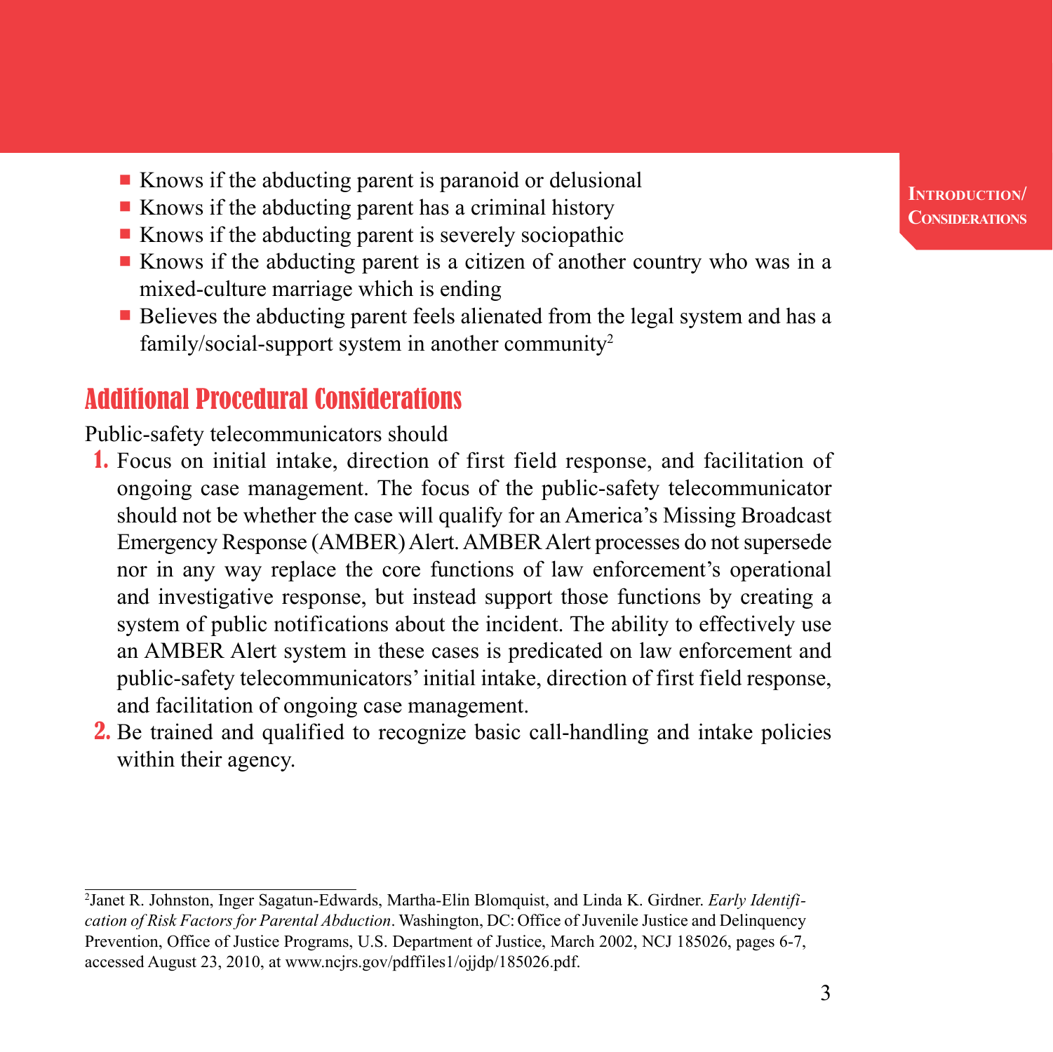- Knows if the abducting parent is paranoid or delusional
- Knows if the abducting parent has a criminal history
- Knows if the abducting parent is severely sociopathic
- Knows if the abducting parent is a citizen of another country who was in a mixed-culture marriage which is ending
- Believes the abducting parent feels alienated from the legal system and has a family/social-support system in another community[2]

## Additional Procedural Considerations

Public-safety telecommunicators should

1. Focus on initial intake, direction of first field response, and facilitation of ongoing case management. The focus of the public-safety telecommunicator should not be whether the case will qualify for an America's Missing Broadcast Emergency Response (AMBER) Alert. AMBER Alert processes do not supersede nor in any way replace the core functions of law enforcement's operational and investigative response, but instead support those functions by creating a system of public notifications about the incident. The ability to effectively use an AMBER Alert system in these cases is predicated on law enforcement and public-safety telecommunicators' initial intake, direction of first field response, and facilitation of ongoing case management.
2. Be trained and qualified to recognize basic call-handling and intake policies within their agency.

---

[2]Janet R. Johnston, Inger Sagatun-Edwards, Martha-Elin Blomquist, and Linda K. Girdner. *Early Identification of Risk Factors for Parental Abduction*. Washington, DC: Office of Juvenile Justice and Delinquency Prevention, Office of Justice Programs, U.S. Department of Justice, March 2002, NCJ 185026, pages 6-7, accessed August 23, 2010, at www.ncjrs.gov/pdffiles1/ojjdp/185026.pdf.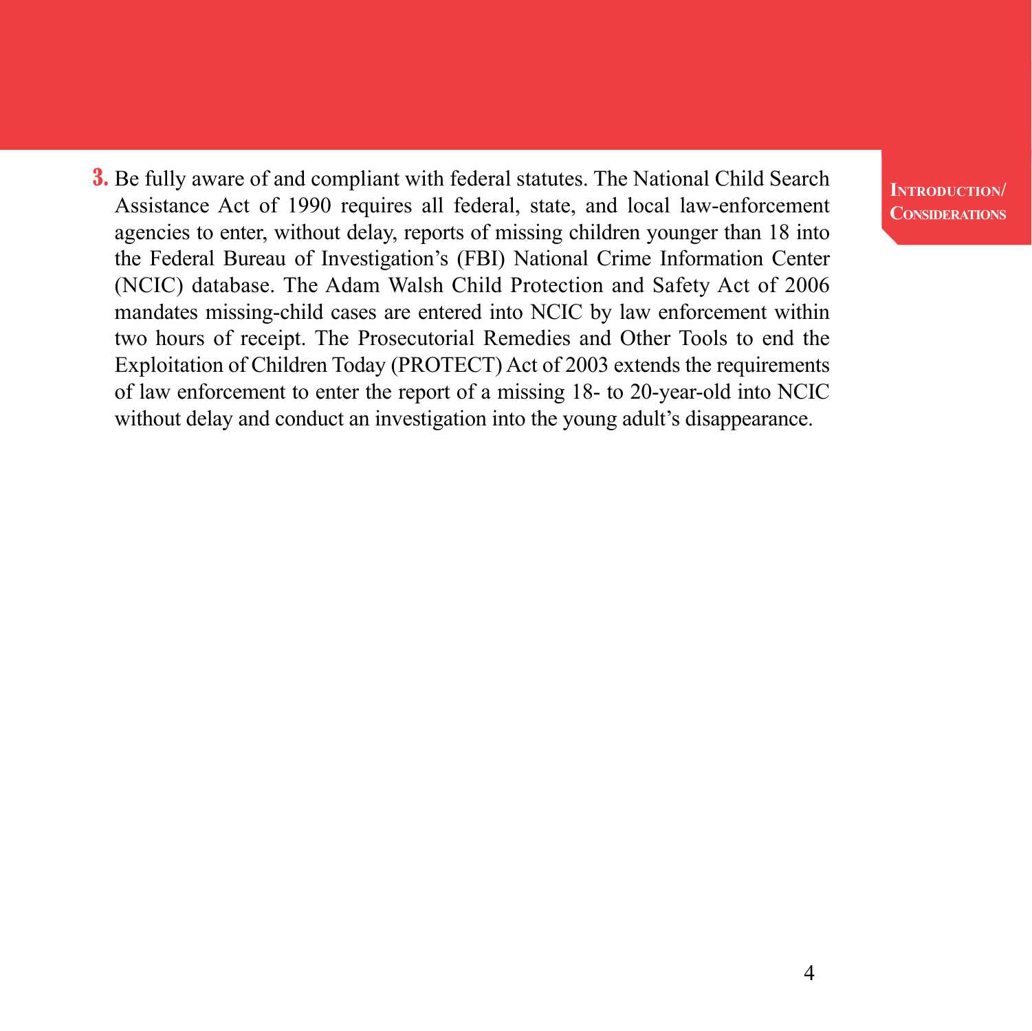3. Be fully aware of and compliant with federal statutes. The National Child Search Assistance Act of 1990 requires all federal, state, and local law-enforcement agencies to enter, without delay, reports of missing children younger than 18 into the Federal Bureau of Investigation's (FBI) National Crime Information Center (NCIC) database. The Adam Walsh Child Protection and Safety Act of 2006 mandates missing-child cases are entered into NCIC by law enforcement within two hours of receipt. The Prosecutorial Remedies and Other Tools to end the Exploitation of Children Today (PROTECT) Act of 2003 extends the requirements of law enforcement to enter the report of a missing 18- to 20-year-old into NCIC without delay and conduct an investigation into the young adult's disappearance.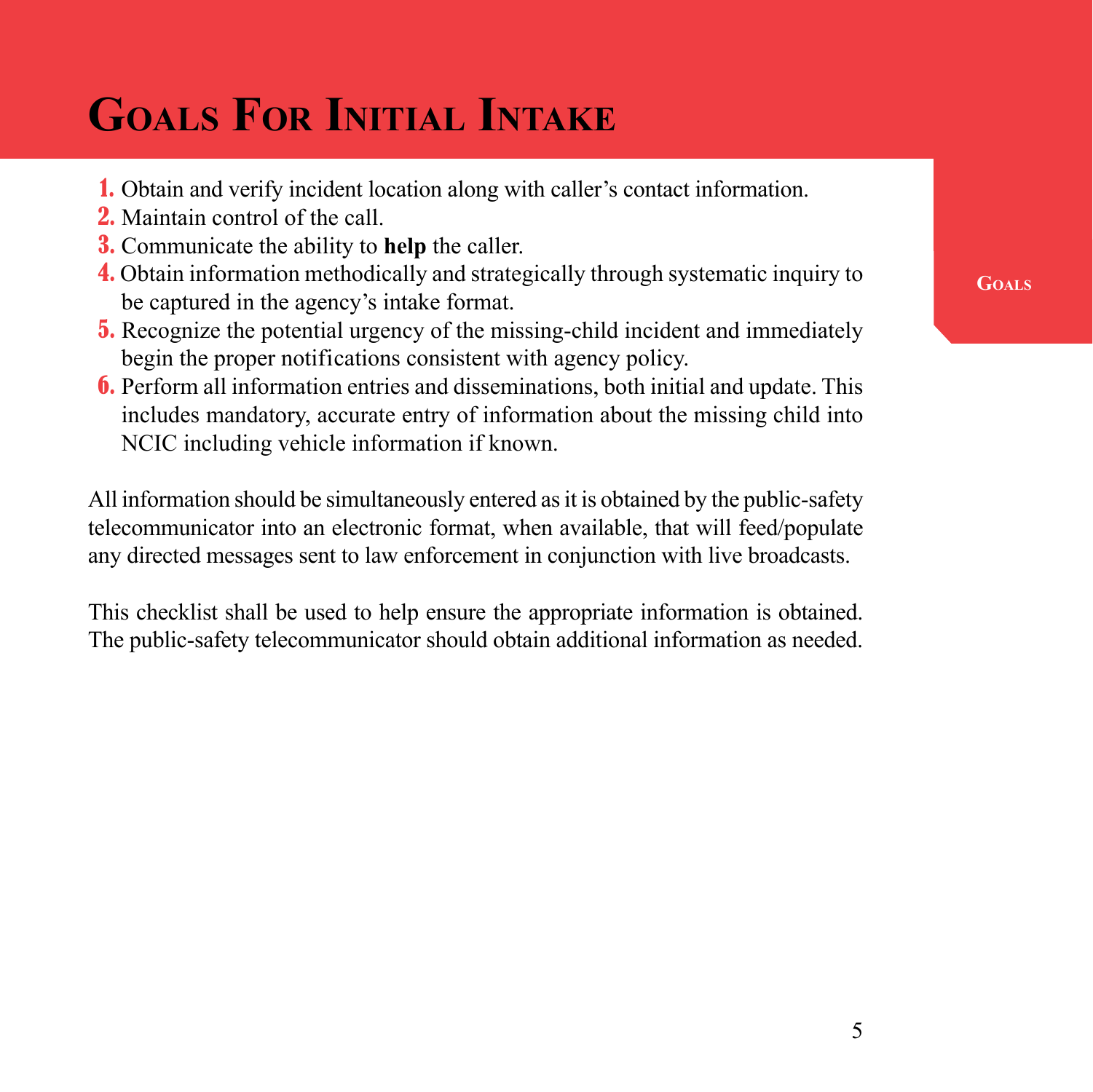# Goals For Initial Intake

1. Obtain and verify incident location along with caller's contact information.
2. Maintain control of the call.
3. Communicate the ability to **help** the caller.
4. Obtain information methodically and strategically through systematic inquiry to be captured in the agency's intake format.
5. Recognize the potential urgency of the missing-child incident and immediately begin the proper notifications consistent with agency policy.
6. Perform all information entries and disseminations, both initial and update. This includes mandatory, accurate entry of information about the missing child into NCIC including vehicle information if known.

All information should be simultaneously entered as it is obtained by the public-safety telecommunicator into an electronic format, when available, that will feed/populate any directed messages sent to law enforcement in conjunction with live broadcasts.

This checklist shall be used to help ensure the appropriate information is obtained. The public-safety telecommunicator should obtain additional information as needed.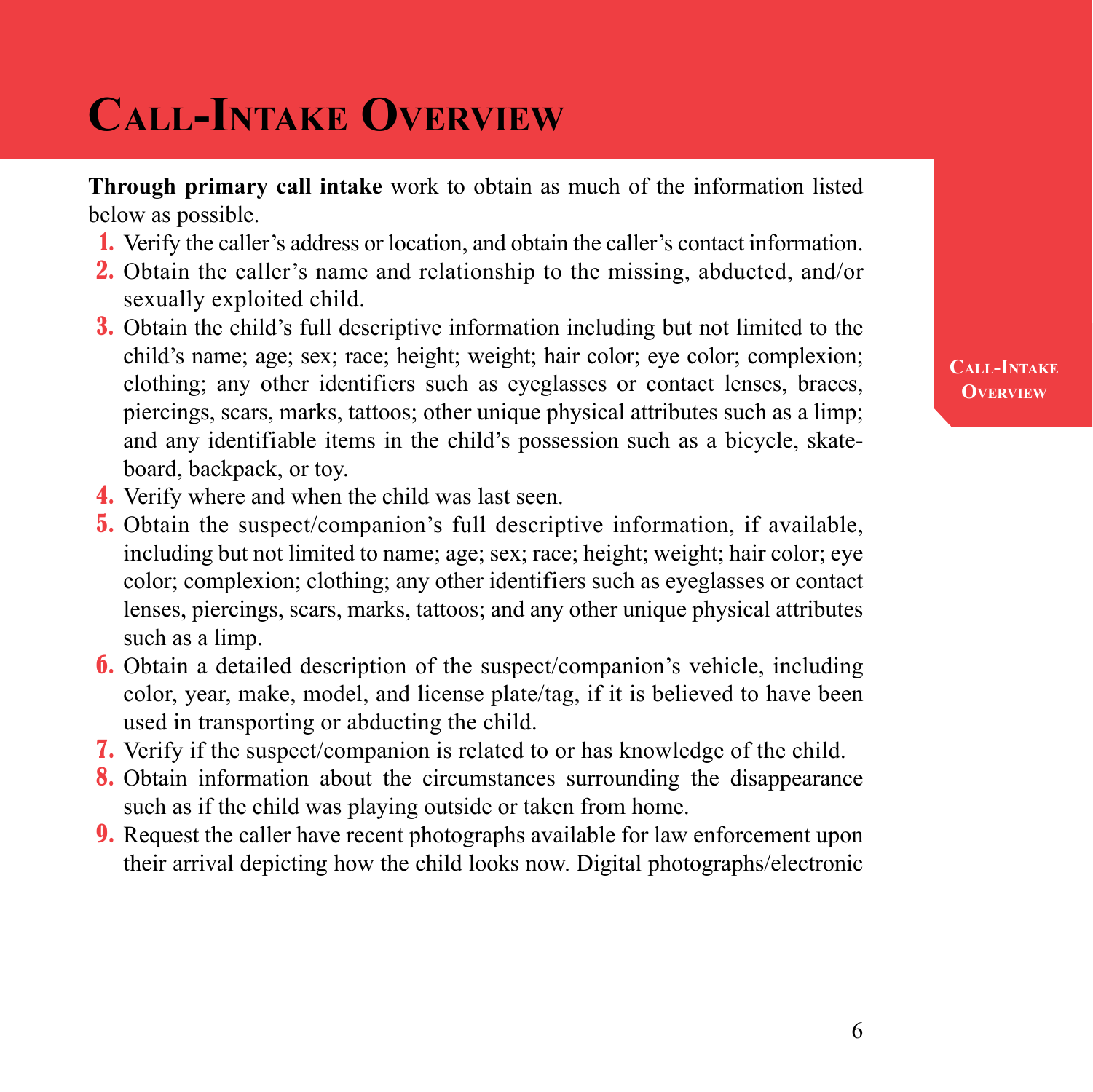# Call-Intake Overview

**Through primary call intake** work to obtain as much of the information listed below as possible.

1. Verify the caller's address or location, and obtain the caller's contact information.
2. Obtain the caller's name and relationship to the missing, abducted, and/or sexually exploited child.
3. Obtain the child's full descriptive information including but not limited to the child's name; age; sex; race; height; weight; hair color; eye color; complexion; clothing; any other identifiers such as eyeglasses or contact lenses, braces, piercings, scars, marks, tattoos; other unique physical attributes such as a limp; and any identifiable items in the child's possession such as a bicycle, skateboard, backpack, or toy.
4. Verify where and when the child was last seen.
5. Obtain the suspect/companion's full descriptive information, if available, including but not limited to name; age; sex; race; height; weight; hair color; eye color; complexion; clothing; any other identifiers such as eyeglasses or contact lenses, piercings, scars, marks, tattoos; and any other unique physical attributes such as a limp.
6. Obtain a detailed description of the suspect/companion's vehicle, including color, year, make, model, and license plate/tag, if it is believed to have been used in transporting or abducting the child.
7. Verify if the suspect/companion is related to or has knowledge of the child.
8. Obtain information about the circumstances surrounding the disappearance such as if the child was playing outside or taken from home.
9. Request the caller have recent photographs available for law enforcement upon their arrival depicting how the child looks now. Digital photographs/electronic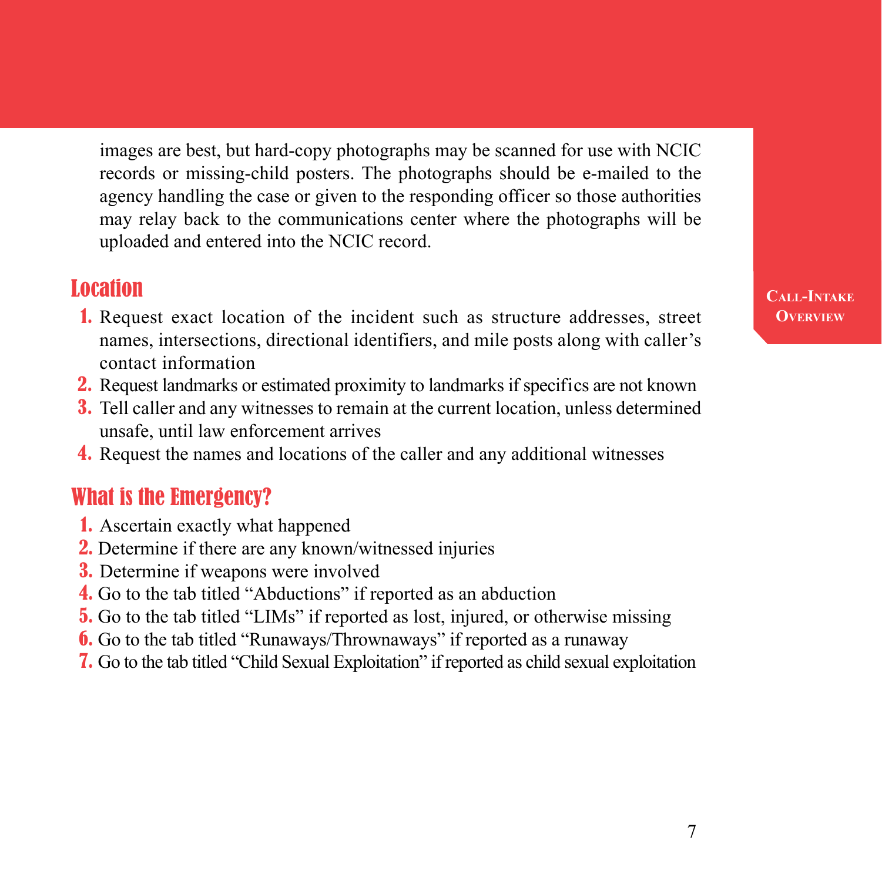images are best, but hard-copy photographs may be scanned for use with NCIC records or missing-child posters. The photographs should be e-mailed to the agency handling the case or given to the responding officer so those authorities may relay back to the communications center where the photographs will be uploaded and entered into the NCIC record.

## Location

1. Request exact location of the incident such as structure addresses, street names, intersections, directional identifiers, and mile posts along with caller's contact information
2. Request landmarks or estimated proximity to landmarks if specifics are not known
3. Tell caller and any witnesses to remain at the current location, unless determined unsafe, until law enforcement arrives
4. Request the names and locations of the caller and any additional witnesses

## What is the Emergency?

1. Ascertain exactly what happened
2. Determine if there are any known/witnessed injuries
3. Determine if weapons were involved
4. Go to the tab titled "Abductions" if reported as an abduction
5. Go to the tab titled "LIMs" if reported as lost, injured, or otherwise missing
6. Go to the tab titled "Runaways/Thrownaways" if reported as a runaway
7. Go to the tab titled "Child Sexual Exploitation" if reported as child sexual exploitation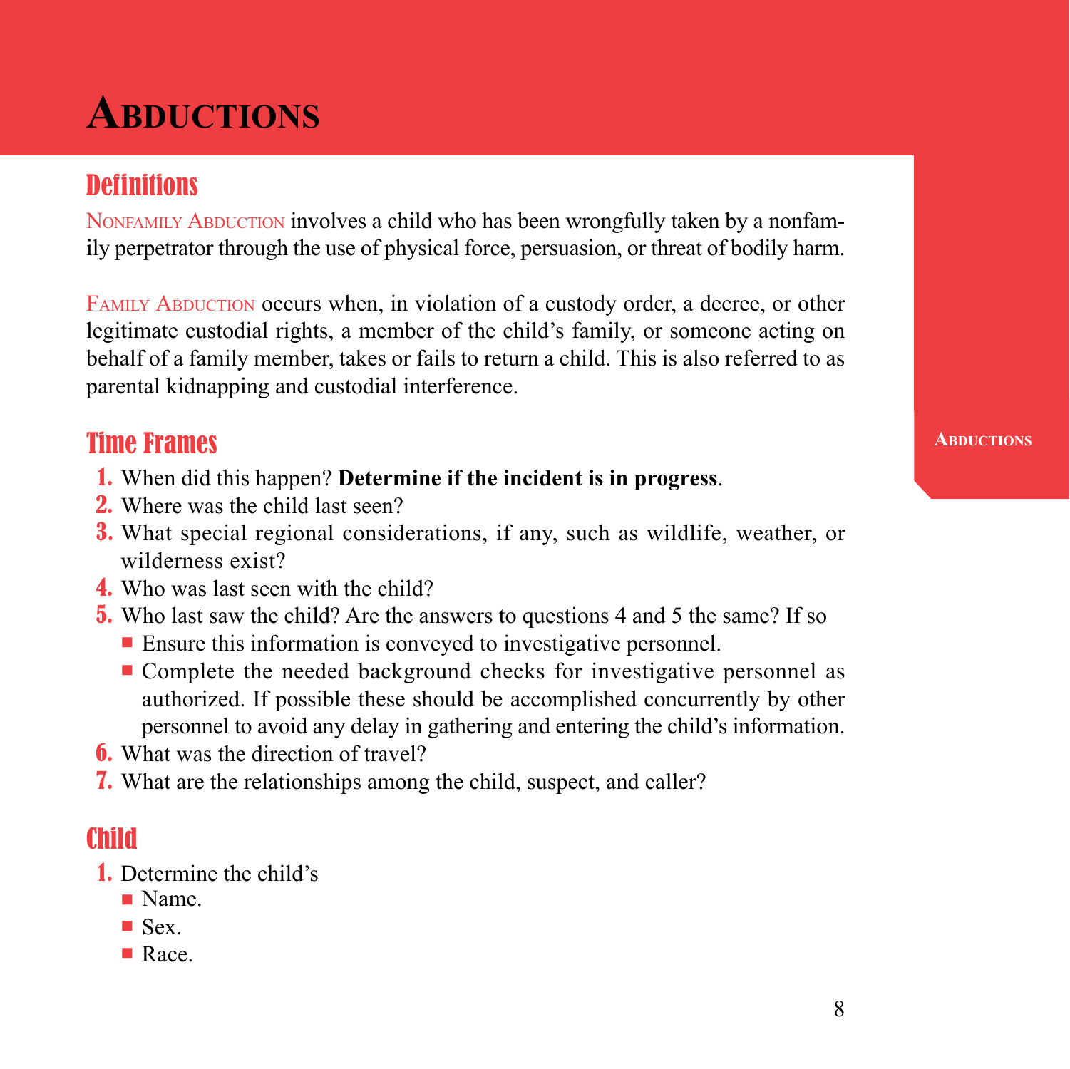# Abductions

## Definitions

Nonfamily Abduction involves a child who has been wrongfully taken by a nonfamily perpetrator through the use of physical force, persuasion, or threat of bodily harm.

Family Abduction occurs when, in violation of a custody order, a decree, or other legitimate custodial rights, a member of the child's family, or someone acting on behalf of a family member, takes or fails to return a child. This is also referred to as parental kidnapping and custodial interference.

## Time Frames

1. When did this happen? **Determine if the incident is in progress**.
2. Where was the child last seen?
3. What special regional considerations, if any, such as wildlife, weather, or wilderness exist?
4. Who was last seen with the child?
5. Who last saw the child? Are the answers to questions 4 and 5 the same? If so
   - Ensure this information is conveyed to investigative personnel.
   - Complete the needed background checks for investigative personnel as authorized. If possible these should be accomplished concurrently by other personnel to avoid any delay in gathering and entering the child's information.
6. What was the direction of travel?
7. What are the relationships among the child, suspect, and caller?

## Child

1. Determine the child's
   - Name.
   - Sex.
   - Race.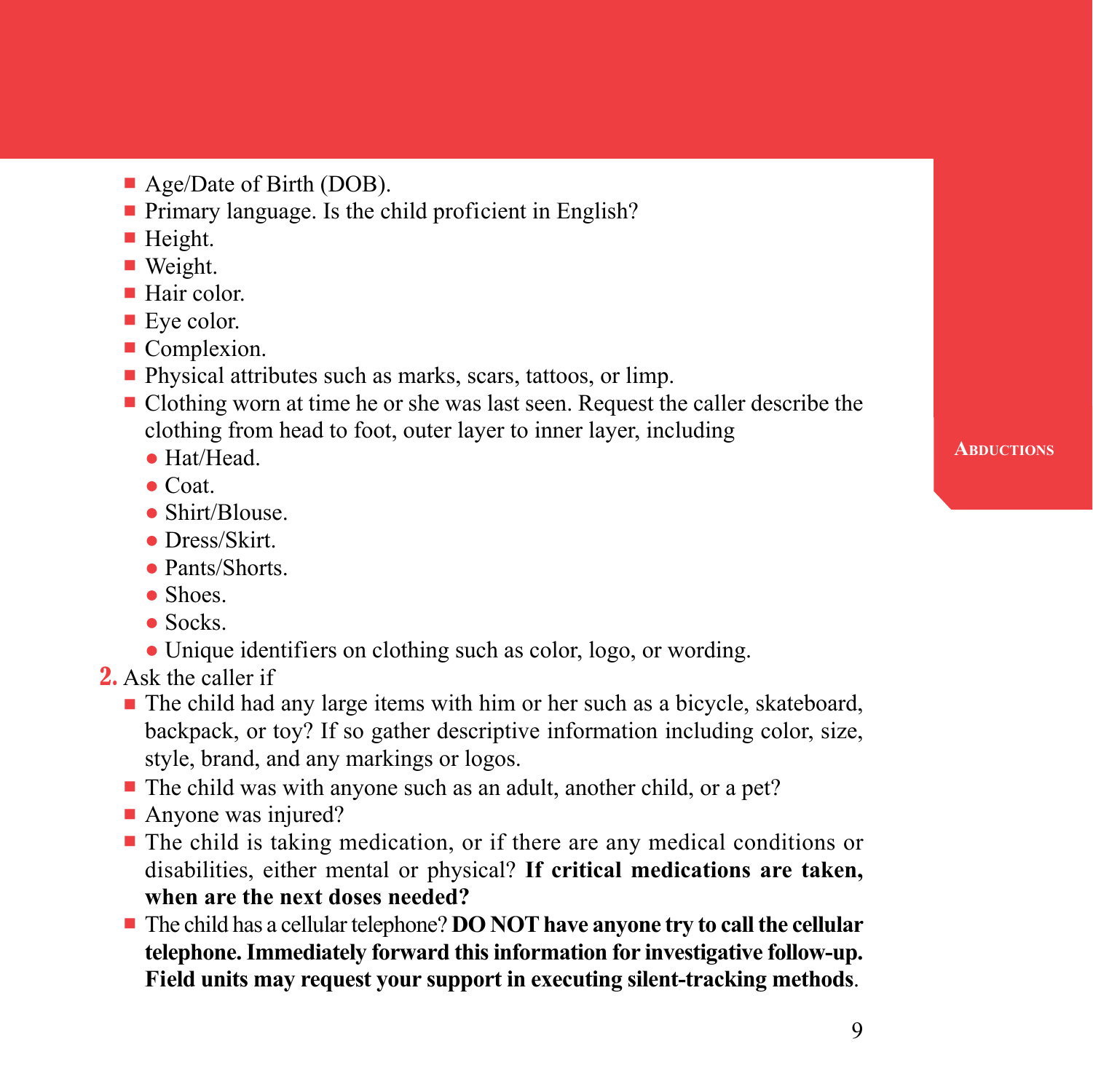- Age/Date of Birth (DOB).
- Primary language. Is the child proficient in English?
- Height.
- Weight.
- Hair color.
- Eye color.
- Complexion.
- Physical attributes such as marks, scars, tattoos, or limp.
- Clothing worn at time he or she was last seen. Request the caller describe the clothing from head to foot, outer layer to inner layer, including
  - Hat/Head.
  - Coat.
  - Shirt/Blouse.
  - Dress/Skirt.
  - Pants/Shorts.
  - Shoes.
  - Socks.
  - Unique identifiers on clothing such as color, logo, or wording.

2. Ask the caller if
   - The child had any large items with him or her such as a bicycle, skateboard, backpack, or toy? If so gather descriptive information including color, size, style, brand, and any markings or logos.
   - The child was with anyone such as an adult, another child, or a pet?
   - Anyone was injured?
   - The child is taking medication, or if there are any medical conditions or disabilities, either mental or physical? **If critical medications are taken, when are the next doses needed?**
   - The child has a cellular telephone? **DO NOT have anyone try to call the cellular telephone. Immediately forward this information for investigative follow-up. Field units may request your support in executing silent-tracking methods**.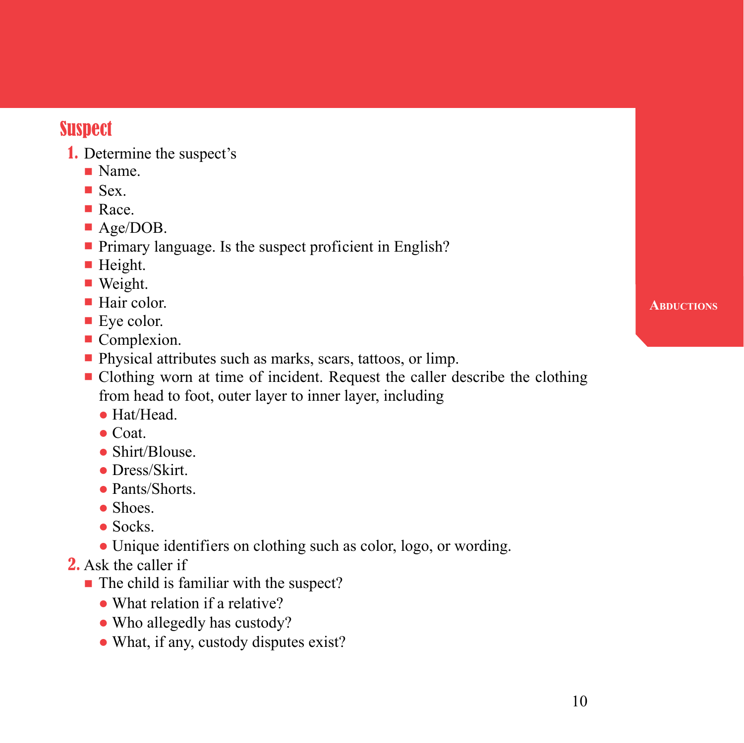## Suspect

1. Determine the suspect's
   - Name.
   - Sex.
   - Race.
   - Age/DOB.
   - Primary language. Is the suspect proficient in English?
   - Height.
   - Weight.
   - Hair color.
   - Eye color.
   - Complexion.
   - Physical attributes such as marks, scars, tattoos, or limp.
   - Clothing worn at time of incident. Request the caller describe the clothing from head to foot, outer layer to inner layer, including
     - Hat/Head.
     - Coat.
     - Shirt/Blouse.
     - Dress/Skirt.
     - Pants/Shorts.
     - Shoes.
     - Socks.
     - Unique identifiers on clothing such as color, logo, or wording.
2. Ask the caller if
   - The child is familiar with the suspect?
     - What relation if a relative?
     - Who allegedly has custody?
     - What, if any, custody disputes exist?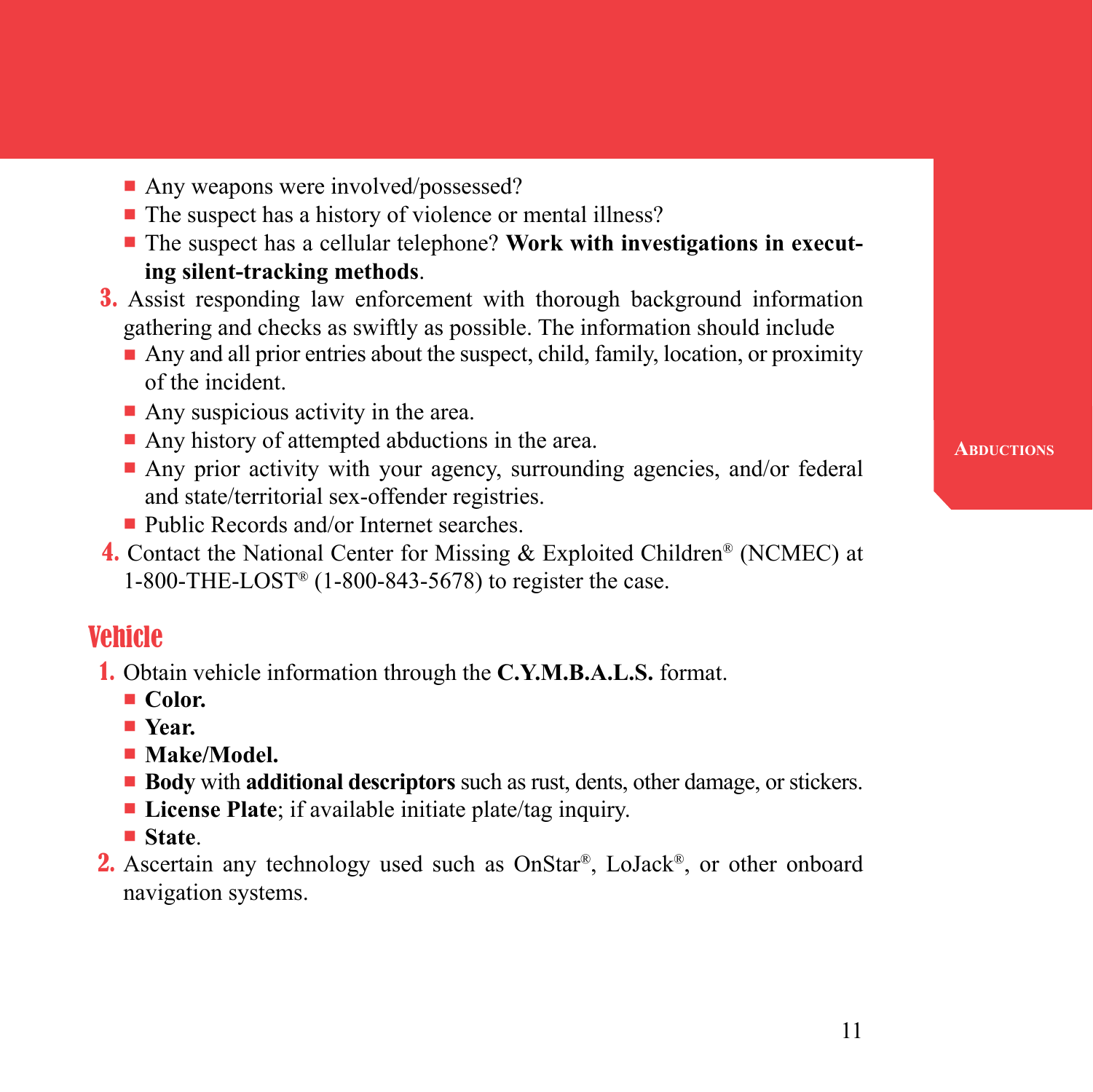- Any weapons were involved/possessed?
- The suspect has a history of violence or mental illness?
- The suspect has a cellular telephone? **Work with investigations in executing silent-tracking methods**.

3. Assist responding law enforcement with thorough background information gathering and checks as swiftly as possible. The information should include
   - Any and all prior entries about the suspect, child, family, location, or proximity of the incident.
   - Any suspicious activity in the area.
   - Any history of attempted abductions in the area.
   - Any prior activity with your agency, surrounding agencies, and/or federal and state/territorial sex-offender registries.
   - Public Records and/or Internet searches.
4. Contact the National Center for Missing & Exploited Children® (NCMEC) at 1-800-THE-LOST® (1-800-843-5678) to register the case.

## Vehicle

1. Obtain vehicle information through the **C.Y.M.B.A.L.S.** format.
   - **Color.**
   - **Year.**
   - **Make/Model.**
   - **Body** with **additional descriptors** such as rust, dents, other damage, or stickers.
   - **License Plate**; if available initiate plate/tag inquiry.
   - **State**.
2. Ascertain any technology used such as OnStar®, LoJack®, or other onboard navigation systems.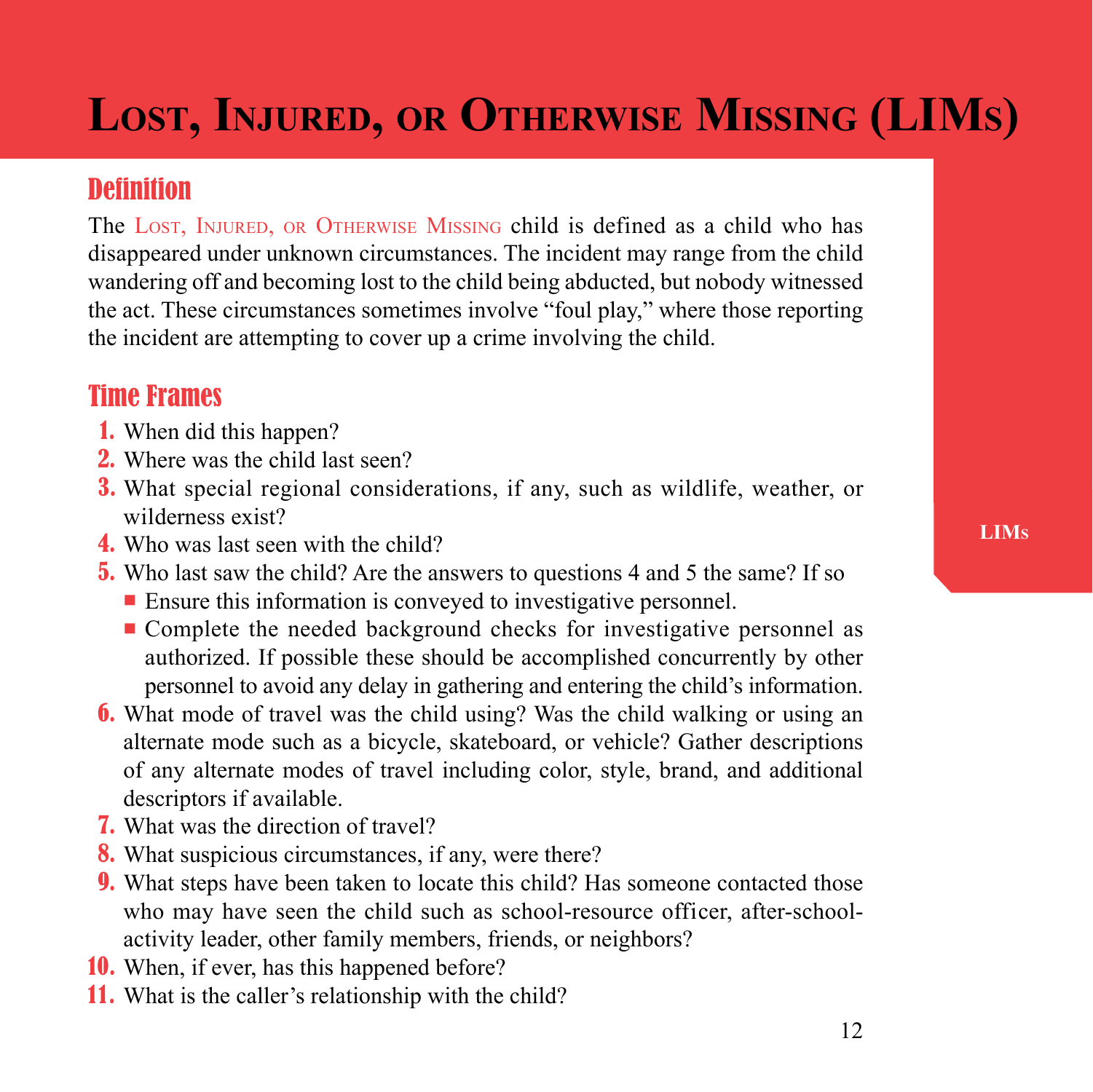# Lost, Injured, or Otherwise Missing (LIMs)

## Definition

The Lost, Injured, or Otherwise Missing child is defined as a child who has disappeared under unknown circumstances. The incident may range from the child wandering off and becoming lost to the child being abducted, but nobody witnessed the act. These circumstances sometimes involve "foul play," where those reporting the incident are attempting to cover up a crime involving the child.

## Time Frames

1. When did this happen?
2. Where was the child last seen?
3. What special regional considerations, if any, such as wildlife, weather, or wilderness exist?
4. Who was last seen with the child?
5. Who last saw the child? Are the answers to questions 4 and 5 the same? If so
   - Ensure this information is conveyed to investigative personnel.
   - Complete the needed background checks for investigative personnel as authorized. If possible these should be accomplished concurrently by other personnel to avoid any delay in gathering and entering the child's information.
6. What mode of travel was the child using? Was the child walking or using an alternate mode such as a bicycle, skateboard, or vehicle? Gather descriptions of any alternate modes of travel including color, style, brand, and additional descriptors if available.
7. What was the direction of travel?
8. What suspicious circumstances, if any, were there?
9. What steps have been taken to locate this child? Has someone contacted those who may have seen the child such as school-resource officer, after-school-activity leader, other family members, friends, or neighbors?
10. When, if ever, has this happened before?
11. What is the caller's relationship with the child?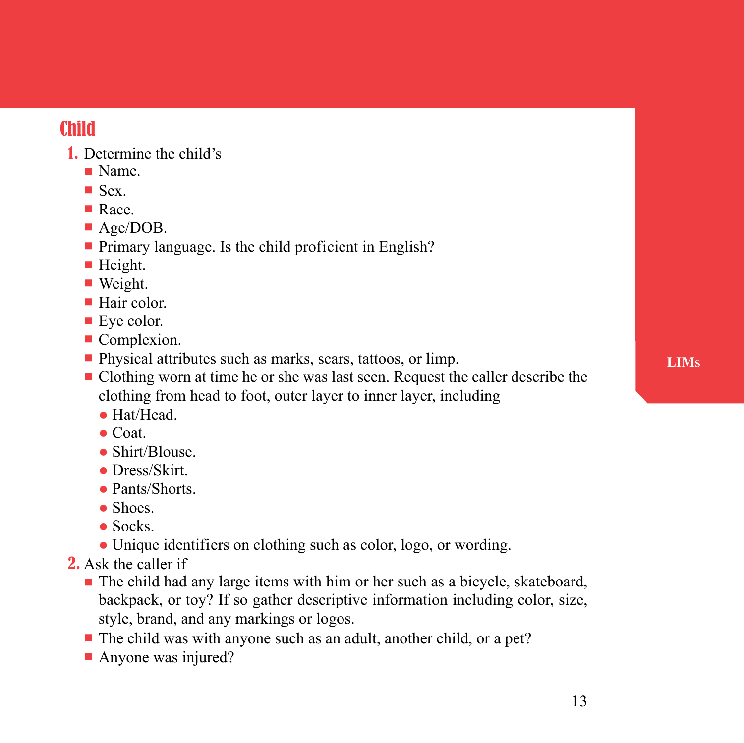## Child

1. Determine the child's
   - Name.
   - Sex.
   - Race.
   - Age/DOB.
   - Primary language. Is the child proficient in English?
   - Height.
   - Weight.
   - Hair color.
   - Eye color.
   - Complexion.
   - Physical attributes such as marks, scars, tattoos, or limp.
   - Clothing worn at time he or she was last seen. Request the caller describe the clothing from head to foot, outer layer to inner layer, including
     - Hat/Head.
     - Coat.
     - Shirt/Blouse.
     - Dress/Skirt.
     - Pants/Shorts.
     - Shoes.
     - Socks.
     - Unique identifiers on clothing such as color, logo, or wording.
2. Ask the caller if
   - The child had any large items with him or her such as a bicycle, skateboard, backpack, or toy? If so gather descriptive information including color, size, style, brand, and any markings or logos.
   - The child was with anyone such as an adult, another child, or a pet?
   - Anyone was injured?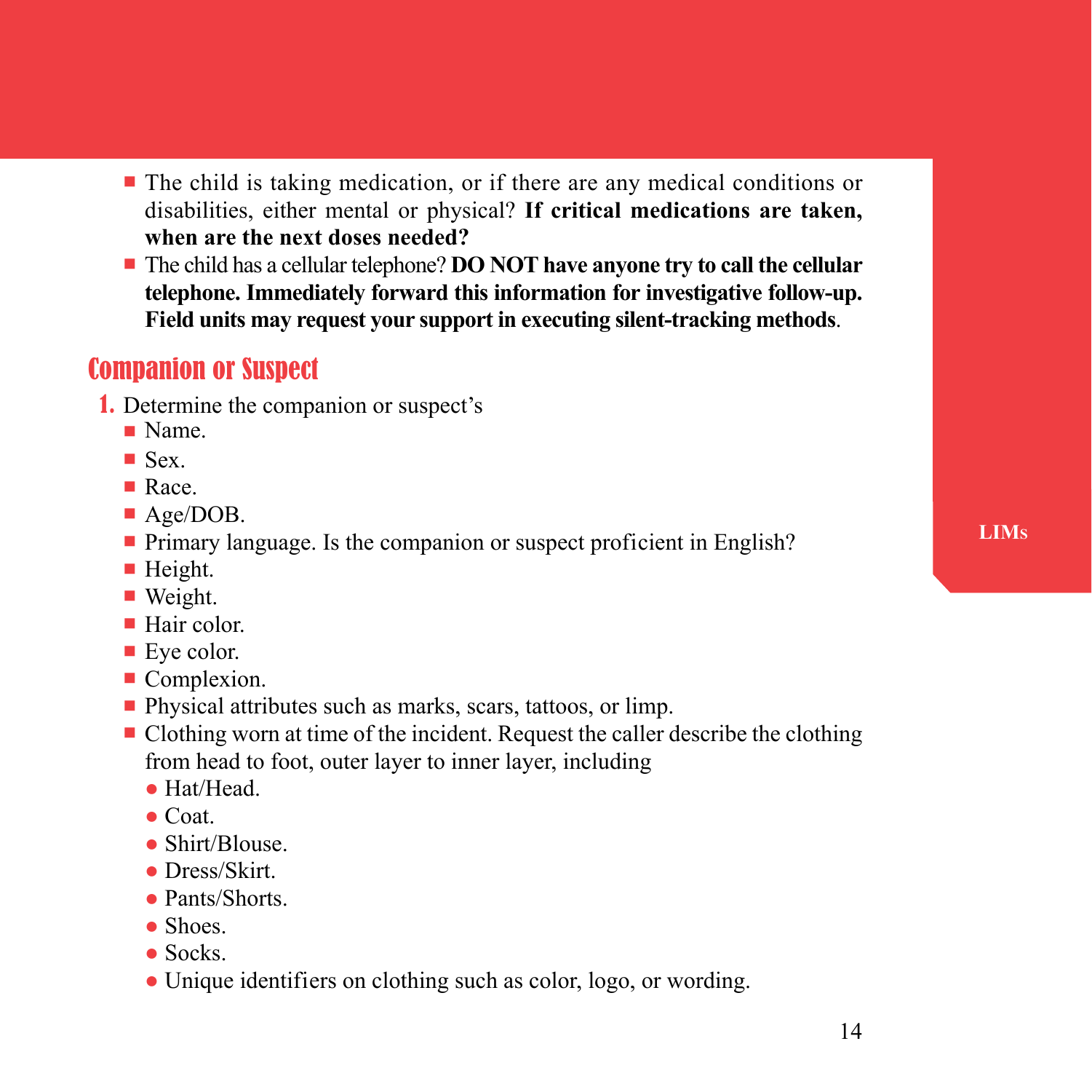- The child is taking medication, or if there are any medical conditions or disabilities, either mental or physical? **If critical medications are taken, when are the next doses needed?**
- The child has a cellular telephone? **DO NOT have anyone try to call the cellular telephone. Immediately forward this information for investigative follow-up. Field units may request your support in executing silent-tracking methods**.

## Companion or Suspect

1. Determine the companion or suspect's
   - Name.
   - Sex.
   - Race.
   - Age/DOB.
   - Primary language. Is the companion or suspect proficient in English?
   - Height.
   - Weight.
   - Hair color.
   - Eye color.
   - Complexion.
   - Physical attributes such as marks, scars, tattoos, or limp.
   - Clothing worn at time of the incident. Request the caller describe the clothing from head to foot, outer layer to inner layer, including
     - Hat/Head.
     - Coat.
     - Shirt/Blouse.
     - Dress/Skirt.
     - Pants/Shorts.
     - Shoes.
     - Socks.
     - Unique identifiers on clothing such as color, logo, or wording.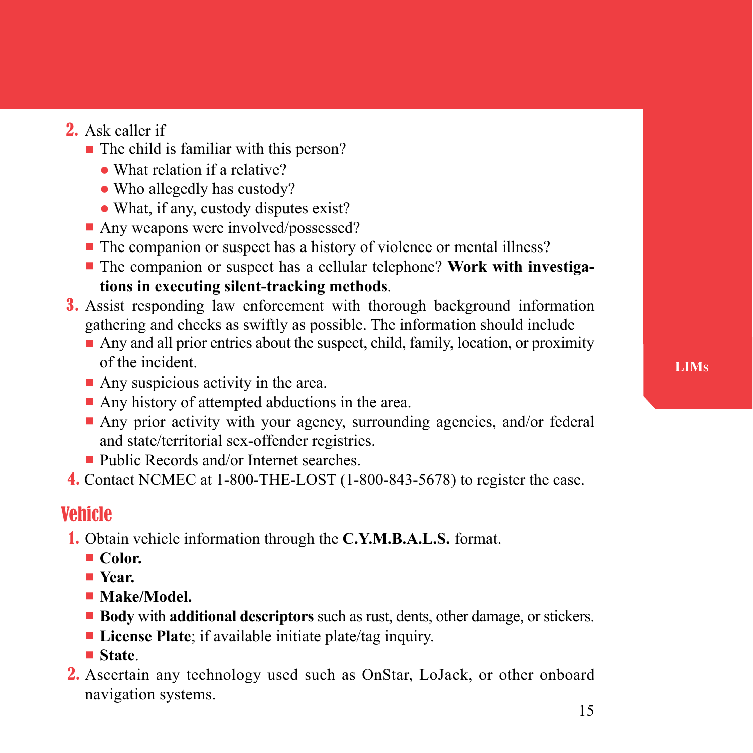2. Ask caller if
   - The child is familiar with this person?
     - What relation if a relative?
     - Who allegedly has custody?
     - What, if any, custody disputes exist?
   - Any weapons were involved/possessed?
   - The companion or suspect has a history of violence or mental illness?
   - The companion or suspect has a cellular telephone? **Work with investigations in executing silent-tracking methods**.
3. Assist responding law enforcement with thorough background information gathering and checks as swiftly as possible. The information should include
   - Any and all prior entries about the suspect, child, family, location, or proximity of the incident.
   - Any suspicious activity in the area.
   - Any history of attempted abductions in the area.
   - Any prior activity with your agency, surrounding agencies, and/or federal and state/territorial sex-offender registries.
   - Public Records and/or Internet searches.
4. Contact NCMEC at 1-800-THE-LOST (1-800-843-5678) to register the case.

## Vehicle

1. Obtain vehicle information through the **C.Y.M.B.A.L.S.** format.
   - **Color.**
   - **Year.**
   - **Make/Model.**
   - **Body** with **additional descriptors** such as rust, dents, other damage, or stickers.
   - **License Plate**; if available initiate plate/tag inquiry.
   - **State**.
2. Ascertain any technology used such as OnStar, LoJack, or other onboard navigation systems.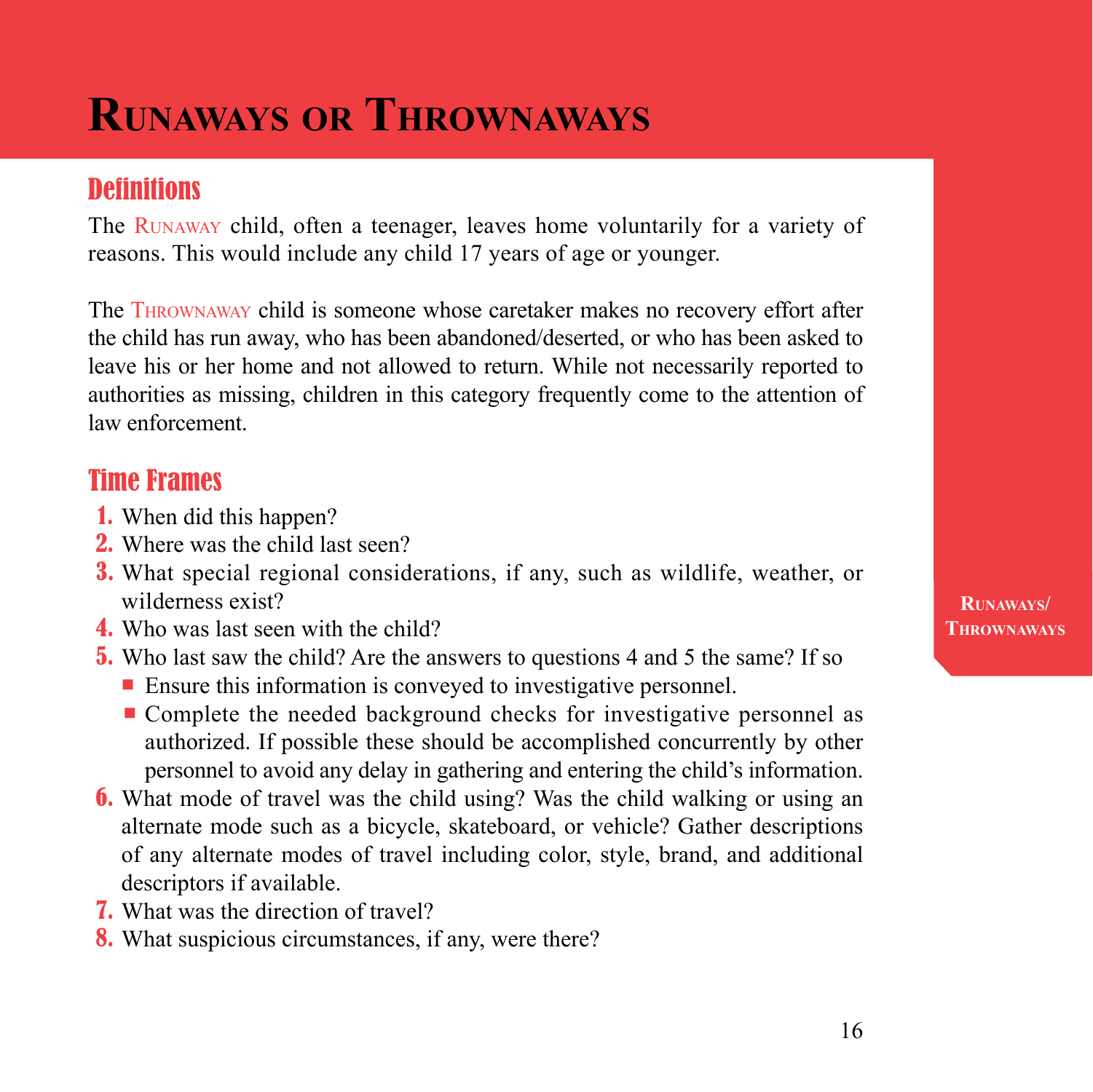# Runaways or Thrownaways

## Definitions

The Runaway child, often a teenager, leaves home voluntarily for a variety of reasons. This would include any child 17 years of age or younger.

The Thrownaway child is someone whose caretaker makes no recovery effort after the child has run away, who has been abandoned/deserted, or who has been asked to leave his or her home and not allowed to return. While not necessarily reported to authorities as missing, children in this category frequently come to the attention of law enforcement.

## Time Frames

1. When did this happen?
2. Where was the child last seen?
3. What special regional considerations, if any, such as wildlife, weather, or wilderness exist?
4. Who was last seen with the child?
5. Who last saw the child? Are the answers to questions 4 and 5 the same? If so
   - Ensure this information is conveyed to investigative personnel.
   - Complete the needed background checks for investigative personnel as authorized. If possible these should be accomplished concurrently by other personnel to avoid any delay in gathering and entering the child's information.
6. What mode of travel was the child using? Was the child walking or using an alternate mode such as a bicycle, skateboard, or vehicle? Gather descriptions of any alternate modes of travel including color, style, brand, and additional descriptors if available.
7. What was the direction of travel?
8. What suspicious circumstances, if any, were there?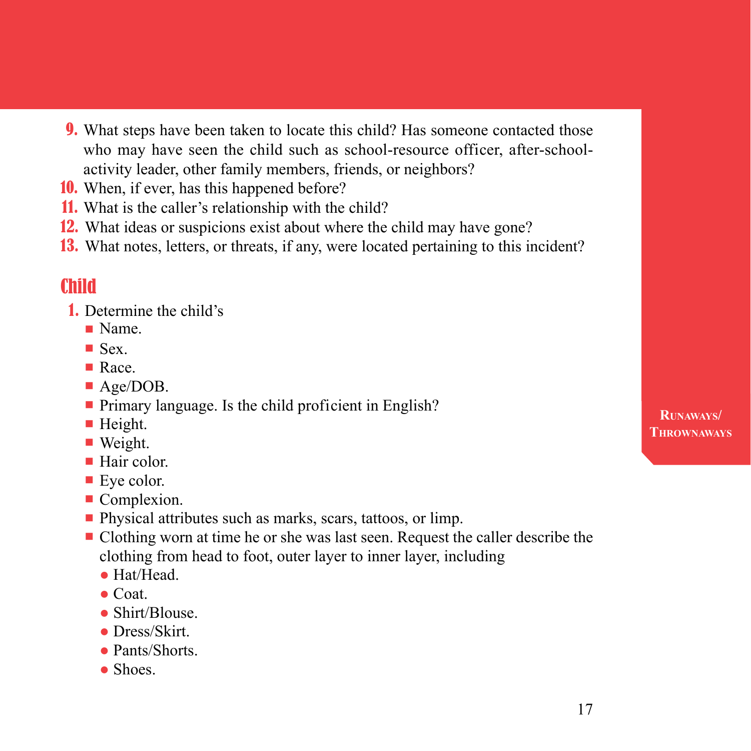9. What steps have been taken to locate this child? Has someone contacted those who may have seen the child such as school-resource officer, after-school-activity leader, other family members, friends, or neighbors?
10. When, if ever, has this happened before?
11. What is the caller's relationship with the child?
12. What ideas or suspicions exist about where the child may have gone?
13. What notes, letters, or threats, if any, were located pertaining to this incident?

## Child

1. Determine the child's
   - Name.
   - Sex.
   - Race.
   - Age/DOB.
   - Primary language. Is the child proficient in English?
   - Height.
   - Weight.
   - Hair color.
   - Eye color.
   - Complexion.
   - Physical attributes such as marks, scars, tattoos, or limp.
   - Clothing worn at time he or she was last seen. Request the caller describe the clothing from head to foot, outer layer to inner layer, including
     - Hat/Head.
     - Coat.
     - Shirt/Blouse.
     - Dress/Skirt.
     - Pants/Shorts.
     - Shoes.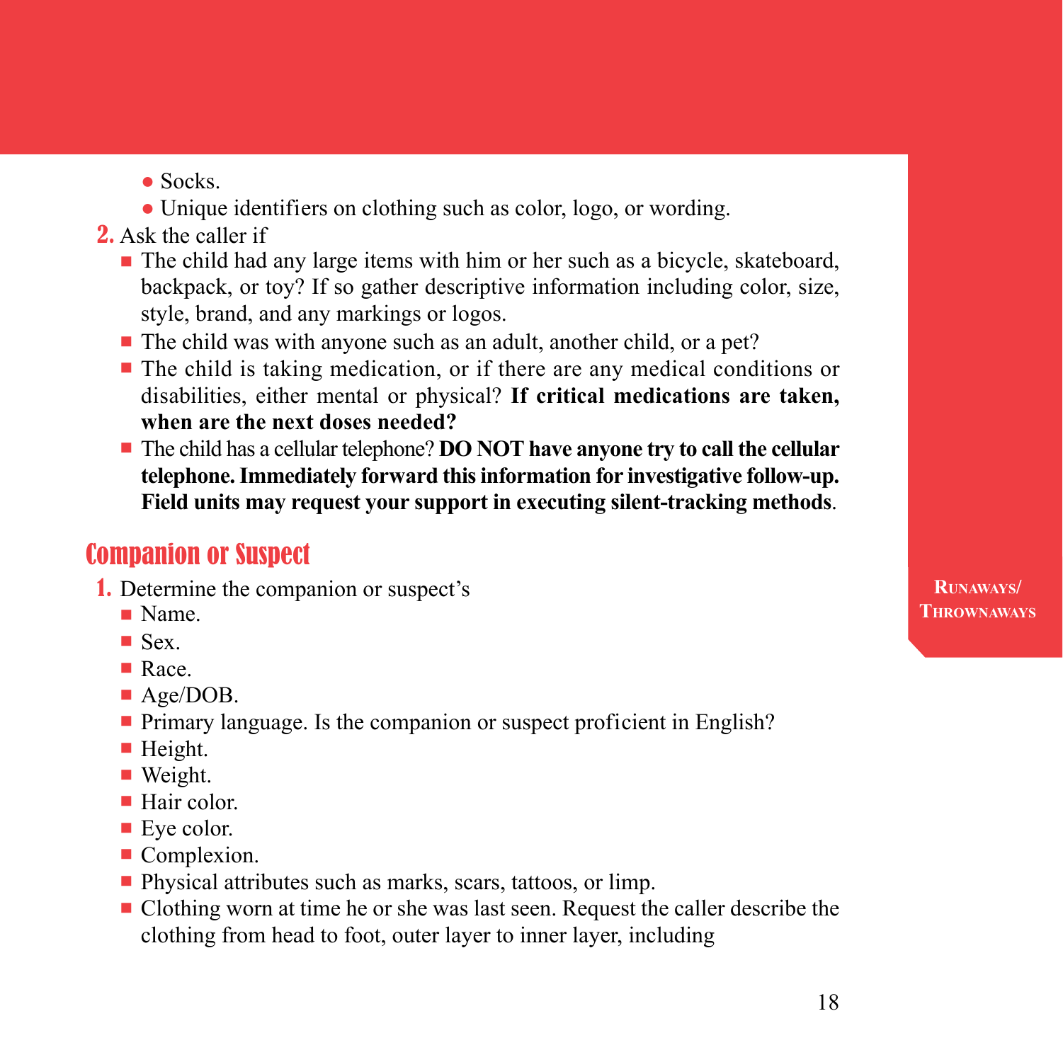- Socks.
- Unique identifiers on clothing such as color, logo, or wording.

2. Ask the caller if
   - The child had any large items with him or her such as a bicycle, skateboard, backpack, or toy? If so gather descriptive information including color, size, style, brand, and any markings or logos.
   - The child was with anyone such as an adult, another child, or a pet?
   - The child is taking medication, or if there are any medical conditions or disabilities, either mental or physical? **If critical medications are taken, when are the next doses needed?**
   - The child has a cellular telephone? **DO NOT have anyone try to call the cellular telephone. Immediately forward this information for investigative follow-up. Field units may request your support in executing silent-tracking methods**.

## Companion or Suspect

1. Determine the companion or suspect's
   - Name.
   - Sex.
   - Race.
   - Age/DOB.
   - Primary language. Is the companion or suspect proficient in English?
   - Height.
   - Weight.
   - Hair color.
   - Eye color.
   - Complexion.
   - Physical attributes such as marks, scars, tattoos, or limp.
   - Clothing worn at time he or she was last seen. Request the caller describe the clothing from head to foot, outer layer to inner layer, including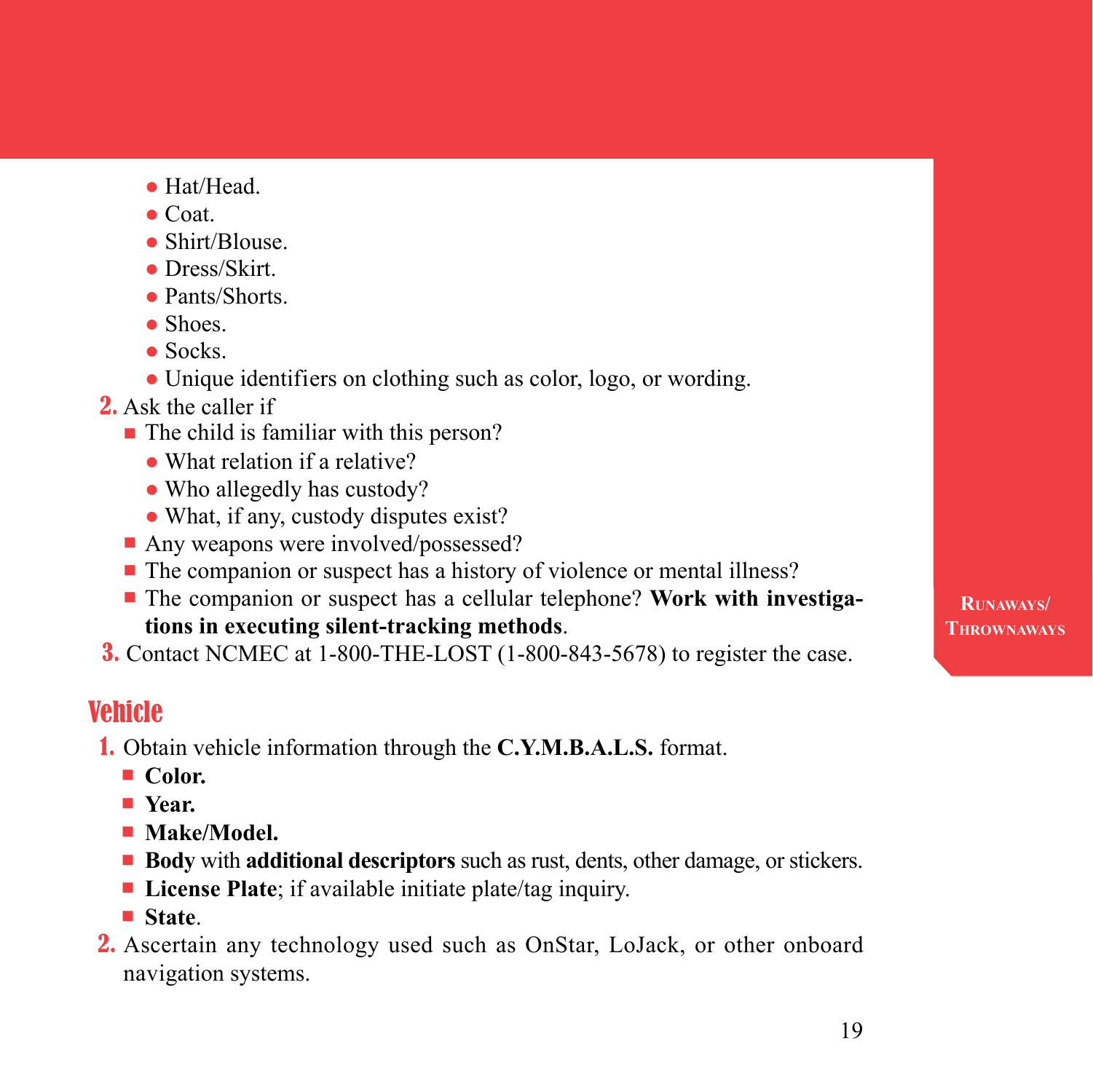- Hat/Head.
  - Coat.
  - Shirt/Blouse.
  - Dress/Skirt.
  - Pants/Shorts.
  - Shoes.
  - Socks.
  - Unique identifiers on clothing such as color, logo, or wording.

2. Ask the caller if
   - The child is familiar with this person?
     - What relation if a relative?
     - Who allegedly has custody?
     - What, if any, custody disputes exist?
   - Any weapons were involved/possessed?
   - The companion or suspect has a history of violence or mental illness?
   - The companion or suspect has a cellular telephone? **Work with investigations in executing silent-tracking methods**.
3. Contact NCMEC at 1-800-THE-LOST (1-800-843-5678) to register the case.

## Vehicle

1. Obtain vehicle information through the **C.Y.M.B.A.L.S.** format.
   - **Color.**
   - **Year.**
   - **Make/Model.**
   - **Body** with **additional descriptors** such as rust, dents, other damage, or stickers.
   - **License Plate**; if available initiate plate/tag inquiry.
   - **State**.
2. Ascertain any technology used such as OnStar, LoJack, or other onboard navigation systems.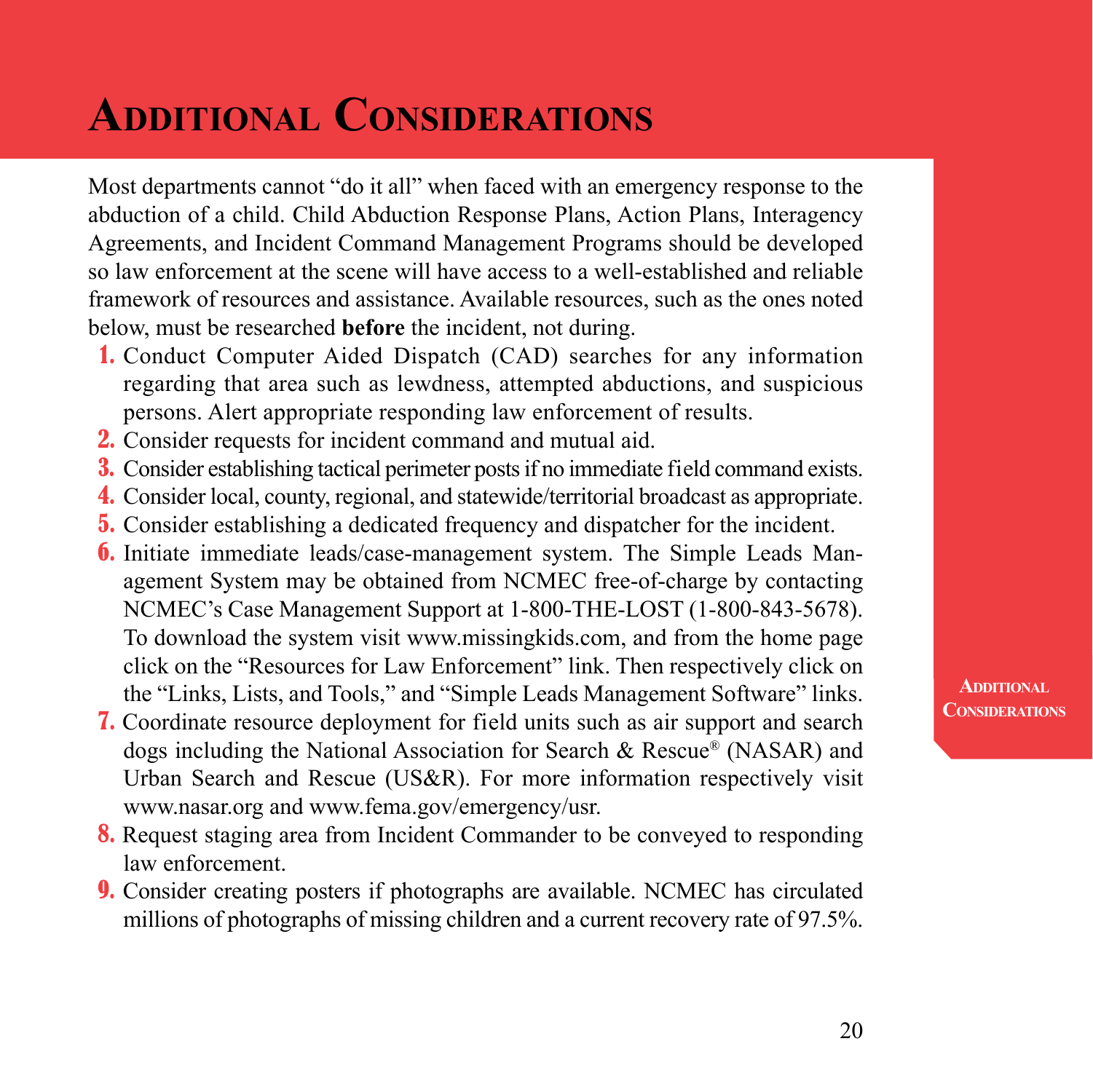# Additional Considerations

Most departments cannot "do it all" when faced with an emergency response to the abduction of a child. Child Abduction Response Plans, Action Plans, Interagency Agreements, and Incident Command Management Programs should be developed so law enforcement at the scene will have access to a well-established and reliable framework of resources and assistance. Available resources, such as the ones noted below, must be researched **before** the incident, not during.

1. Conduct Computer Aided Dispatch (CAD) searches for any information regarding that area such as lewdness, attempted abductions, and suspicious persons. Alert appropriate responding law enforcement of results.
2. Consider requests for incident command and mutual aid.
3. Consider establishing tactical perimeter posts if no immediate field command exists.
4. Consider local, county, regional, and statewide/territorial broadcast as appropriate.
5. Consider establishing a dedicated frequency and dispatcher for the incident.
6. Initiate immediate leads/case-management system. The Simple Leads Management System may be obtained from NCMEC free-of-charge by contacting NCMEC's Case Management Support at 1-800-THE-LOST (1-800-843-5678). To download the system visit www.missingkids.com, and from the home page click on the "Resources for Law Enforcement" link. Then respectively click on the "Links, Lists, and Tools," and "Simple Leads Management Software" links.
7. Coordinate resource deployment for field units such as air support and search dogs including the National Association for Search & Rescue® (NASAR) and Urban Search and Rescue (US&R). For more information respectively visit www.nasar.org and www.fema.gov/emergency/usr.
8. Request staging area from Incident Commander to be conveyed to responding law enforcement.
9. Consider creating posters if photographs are available. NCMEC has circulated millions of photographs of missing children and a current recovery rate of 97.5%.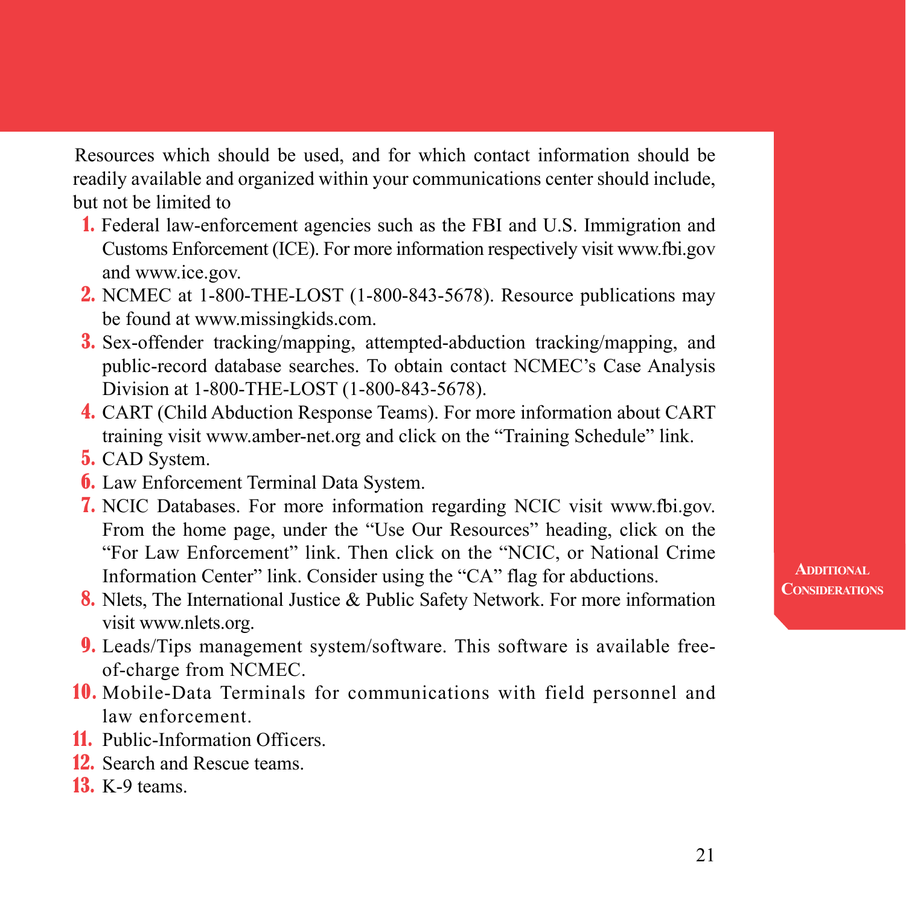Resources which should be used, and for which contact information should be readily available and organized within your communications center should include, but not be limited to

1. Federal law-enforcement agencies such as the FBI and U.S. Immigration and Customs Enforcement (ICE). For more information respectively visit www.fbi.gov and www.ice.gov.
2. NCMEC at 1-800-THE-LOST (1-800-843-5678). Resource publications may be found at www.missingkids.com.
3. Sex-offender tracking/mapping, attempted-abduction tracking/mapping, and public-record database searches. To obtain contact NCMEC's Case Analysis Division at 1-800-THE-LOST (1-800-843-5678).
4. CART (Child Abduction Response Teams). For more information about CART training visit www.amber-net.org and click on the "Training Schedule" link.
5. CAD System.
6. Law Enforcement Terminal Data System.
7. NCIC Databases. For more information regarding NCIC visit www.fbi.gov. From the home page, under the "Use Our Resources" heading, click on the "For Law Enforcement" link. Then click on the "NCIC, or National Crime Information Center" link. Consider using the "CA" flag for abductions.
8. Nlets, The International Justice & Public Safety Network. For more information visit www.nlets.org.
9. Leads/Tips management system/software. This software is available free-of-charge from NCMEC.
10. Mobile-Data Terminals for communications with field personnel and law enforcement.
11. Public-Information Officers.
12. Search and Rescue teams.
13. K-9 teams.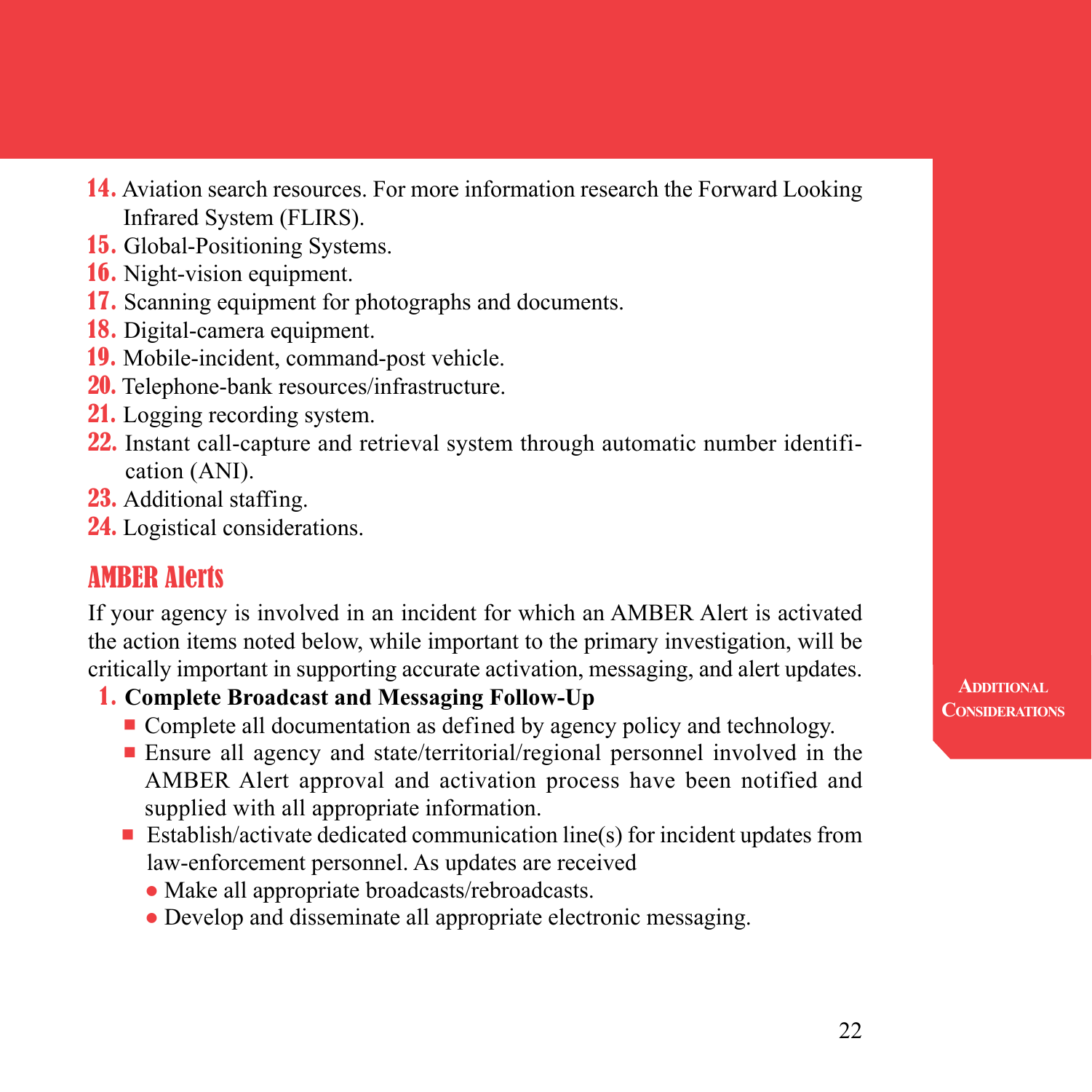14. Aviation search resources. For more information research the Forward Looking Infrared System (FLIRS).
15. Global-Positioning Systems.
16. Night-vision equipment.
17. Scanning equipment for photographs and documents.
18. Digital-camera equipment.
19. Mobile-incident, command-post vehicle.
20. Telephone-bank resources/infrastructure.
21. Logging recording system.
22. Instant call-capture and retrieval system through automatic number identification (ANI).
23. Additional staffing.
24. Logistical considerations.

## AMBER Alerts

If your agency is involved in an incident for which an AMBER Alert is activated the action items noted below, while important to the primary investigation, will be critically important in supporting accurate activation, messaging, and alert updates.

1. **Complete Broadcast and Messaging Follow-Up**
   - Complete all documentation as defined by agency policy and technology.
   - Ensure all agency and state/territorial/regional personnel involved in the AMBER Alert approval and activation process have been notified and supplied with all appropriate information.
   - Establish/activate dedicated communication line(s) for incident updates from law-enforcement personnel. As updates are received
     - Make all appropriate broadcasts/rebroadcasts.
     - Develop and disseminate all appropriate electronic messaging.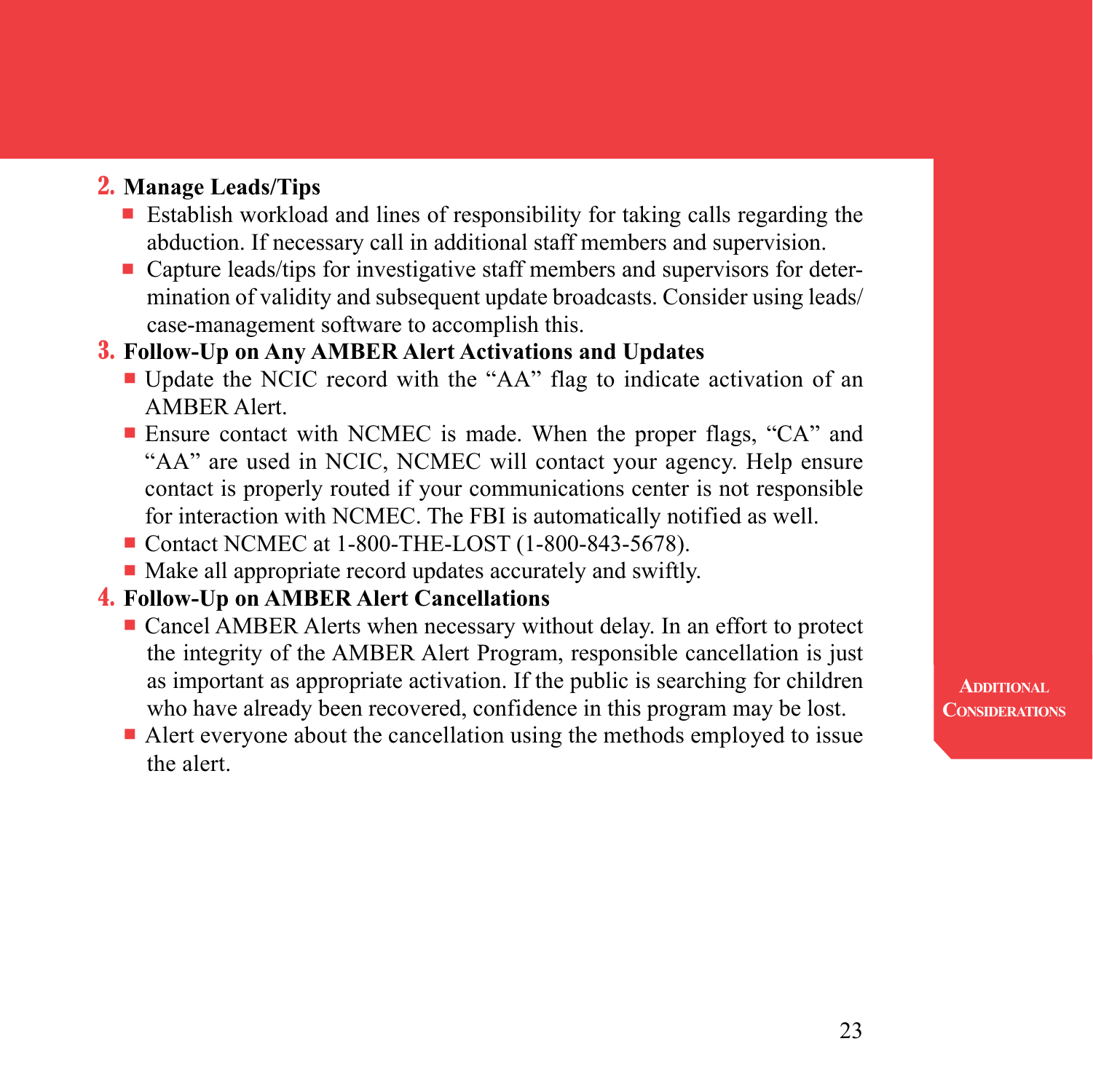**2. Manage Leads/Tips**

- Establish workload and lines of responsibility for taking calls regarding the abduction. If necessary call in additional staff members and supervision.
- Capture leads/tips for investigative staff members and supervisors for determination of validity and subsequent update broadcasts. Consider using leads/case-management software to accomplish this.

**3. Follow-Up on Any AMBER Alert Activations and Updates**

- Update the NCIC record with the "AA" flag to indicate activation of an AMBER Alert.
- Ensure contact with NCMEC is made. When the proper flags, "CA" and "AA" are used in NCIC, NCMEC will contact your agency. Help ensure contact is properly routed if your communications center is not responsible for interaction with NCMEC. The FBI is automatically notified as well.
- Contact NCMEC at 1-800-THE-LOST (1-800-843-5678).
- Make all appropriate record updates accurately and swiftly.

**4. Follow-Up on AMBER Alert Cancellations**

- Cancel AMBER Alerts when necessary without delay. In an effort to protect the integrity of the AMBER Alert Program, responsible cancellation is just as important as appropriate activation. If the public is searching for children who have already been recovered, confidence in this program may be lost.
- Alert everyone about the cancellation using the methods employed to issue the alert.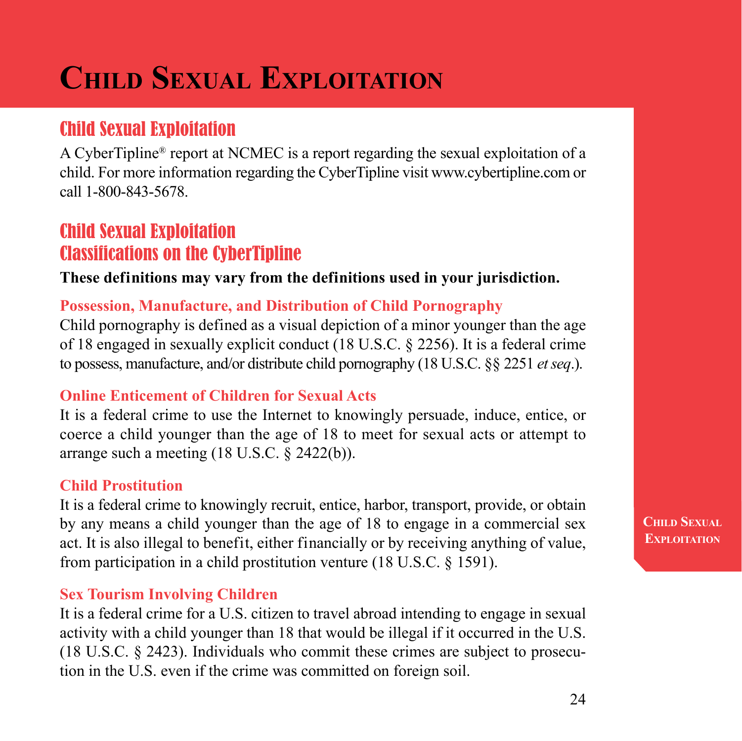# Child Sexual Exploitation

## Child Sexual Exploitation

A CyberTipline® report at NCMEC is a report regarding the sexual exploitation of a child. For more information regarding the CyberTipline visit www.cybertipline.com or call 1-800-843-5678.

## Child Sexual Exploitation Classifications on the CyberTipline

**These definitions may vary from the definitions used in your jurisdiction.**

### Possession, Manufacture, and Distribution of Child Pornography

Child pornography is defined as a visual depiction of a minor younger than the age of 18 engaged in sexually explicit conduct (18 U.S.C. § 2256). It is a federal crime to possess, manufacture, and/or distribute child pornography (18 U.S.C. §§ 2251 *et seq*.).

### Online Enticement of Children for Sexual Acts

It is a federal crime to use the Internet to knowingly persuade, induce, entice, or coerce a child younger than the age of 18 to meet for sexual acts or attempt to arrange such a meeting (18 U.S.C. § 2422(b)).

### Child Prostitution

It is a federal crime to knowingly recruit, entice, harbor, transport, provide, or obtain by any means a child younger than the age of 18 to engage in a commercial sex act. It is also illegal to benefit, either financially or by receiving anything of value, from participation in a child prostitution venture (18 U.S.C. § 1591).

### Sex Tourism Involving Children

It is a federal crime for a U.S. citizen to travel abroad intending to engage in sexual activity with a child younger than 18 that would be illegal if it occurred in the U.S. (18 U.S.C. § 2423). Individuals who commit these crimes are subject to prosecution in the U.S. even if the crime was committed on foreign soil.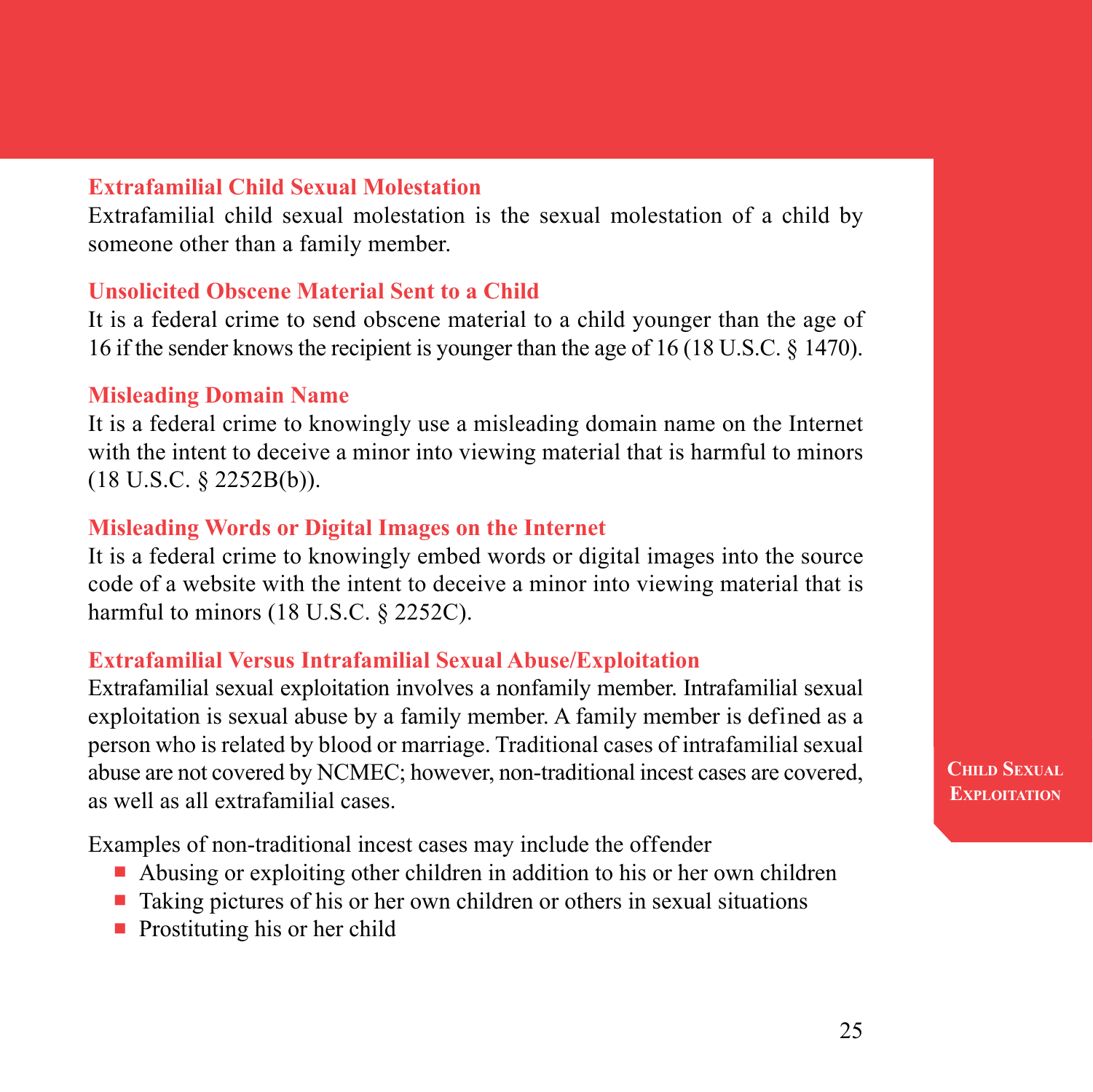### Extrafamilial Child Sexual Molestation

Extrafamilial child sexual molestation is the sexual molestation of a child by someone other than a family member.

### Unsolicited Obscene Material Sent to a Child

It is a federal crime to send obscene material to a child younger than the age of 16 if the sender knows the recipient is younger than the age of 16 (18 U.S.C. § 1470).

### Misleading Domain Name

It is a federal crime to knowingly use a misleading domain name on the Internet with the intent to deceive a minor into viewing material that is harmful to minors (18 U.S.C. § 2252B(b)).

### Misleading Words or Digital Images on the Internet

It is a federal crime to knowingly embed words or digital images into the source code of a website with the intent to deceive a minor into viewing material that is harmful to minors (18 U.S.C. § 2252C).

### Extrafamilial Versus Intrafamilial Sexual Abuse/Exploitation

Extrafamilial sexual exploitation involves a nonfamily member. Intrafamilial sexual exploitation is sexual abuse by a family member. A family member is defined as a person who is related by blood or marriage. Traditional cases of intrafamilial sexual abuse are not covered by NCMEC; however, non-traditional incest cases are covered, as well as all extrafamilial cases.

Examples of non-traditional incest cases may include the offender

- Abusing or exploiting other children in addition to his or her own children
- Taking pictures of his or her own children or others in sexual situations
- Prostituting his or her child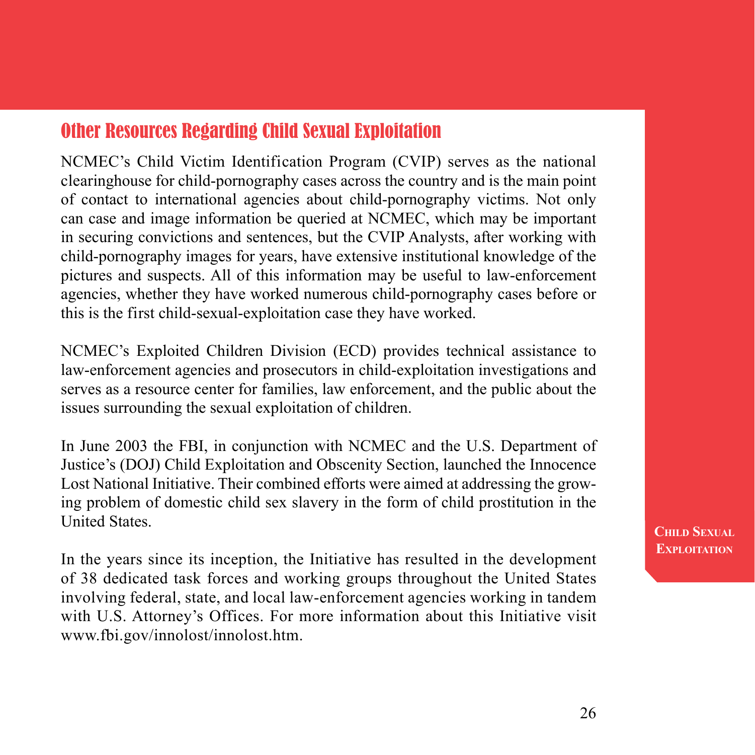## Other Resources Regarding Child Sexual Exploitation

NCMEC's Child Victim Identification Program (CVIP) serves as the national clearinghouse for child-pornography cases across the country and is the main point of contact to international agencies about child-pornography victims. Not only can case and image information be queried at NCMEC, which may be important in securing convictions and sentences, but the CVIP Analysts, after working with child-pornography images for years, have extensive institutional knowledge of the pictures and suspects. All of this information may be useful to law-enforcement agencies, whether they have worked numerous child-pornography cases before or this is the first child-sexual-exploitation case they have worked.

NCMEC's Exploited Children Division (ECD) provides technical assistance to law-enforcement agencies and prosecutors in child-exploitation investigations and serves as a resource center for families, law enforcement, and the public about the issues surrounding the sexual exploitation of children.

In June 2003 the FBI, in conjunction with NCMEC and the U.S. Department of Justice's (DOJ) Child Exploitation and Obscenity Section, launched the Innocence Lost National Initiative. Their combined efforts were aimed at addressing the growing problem of domestic child sex slavery in the form of child prostitution in the United States.

In the years since its inception, the Initiative has resulted in the development of 38 dedicated task forces and working groups throughout the United States involving federal, state, and local law-enforcement agencies working in tandem with U.S. Attorney's Offices. For more information about this Initiative visit www.fbi.gov/innolost/innolost.htm.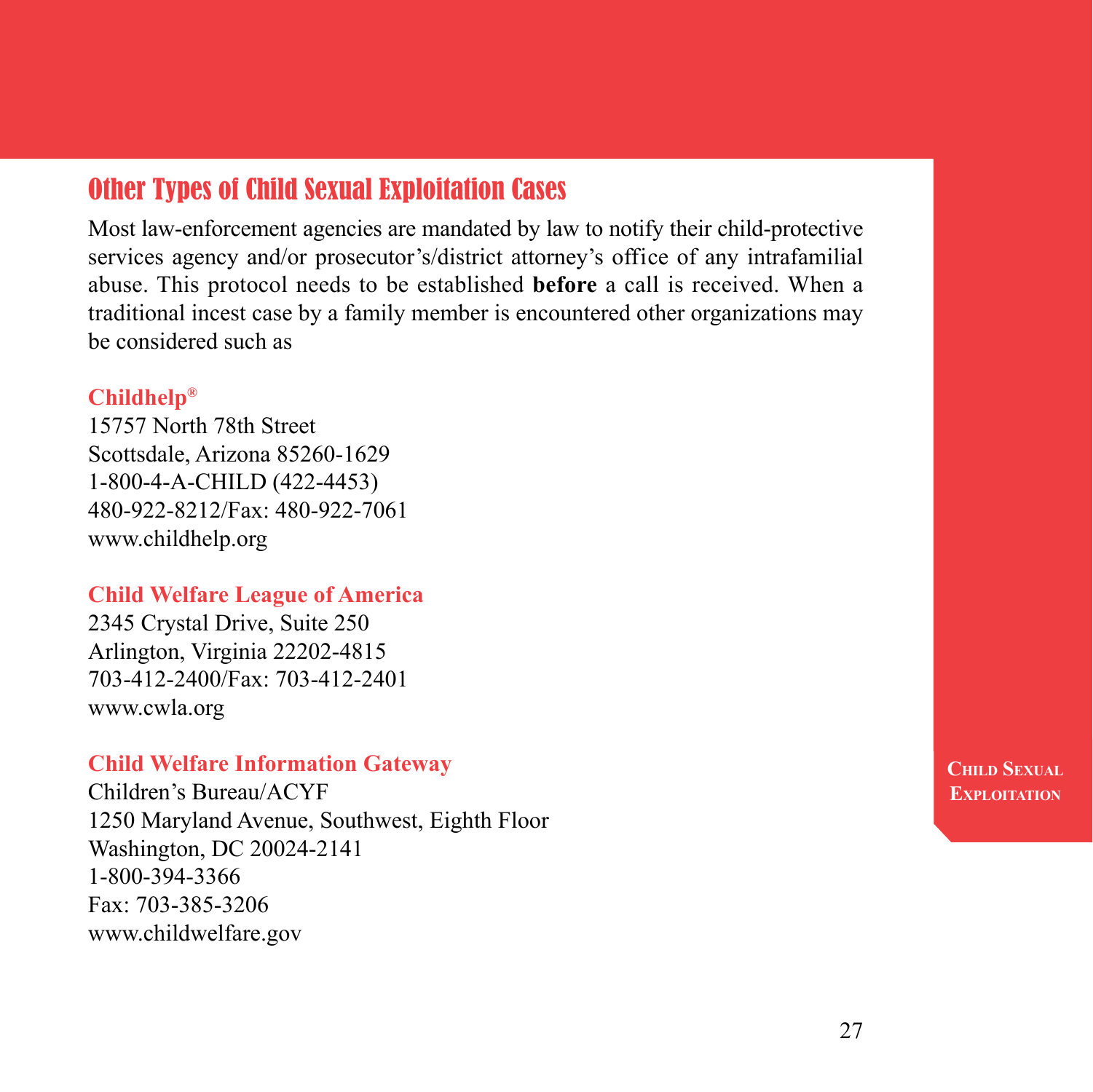## Other Types of Child Sexual Exploitation Cases

Most law-enforcement agencies are mandated by law to notify their child-protective services agency and/or prosecutor's/district attorney's office of any intrafamilial abuse. This protocol needs to be established **before** a call is received. When a traditional incest case by a family member is encountered other organizations may be considered such as

**Childhelp®**
15757 North 78th Street
Scottsdale, Arizona 85260-1629
1-800-4-A-CHILD (422-4453)
480-922-8212/Fax: 480-922-7061
www.childhelp.org

**Child Welfare League of America**
2345 Crystal Drive, Suite 250
Arlington, Virginia 22202-4815
703-412-2400/Fax: 703-412-2401
www.cwla.org

**Child Welfare Information Gateway**
Children's Bureau/ACYF
1250 Maryland Avenue, Southwest, Eighth Floor
Washington, DC 20024-2141
1-800-394-3366
Fax: 703-385-3206
www.childwelfare.gov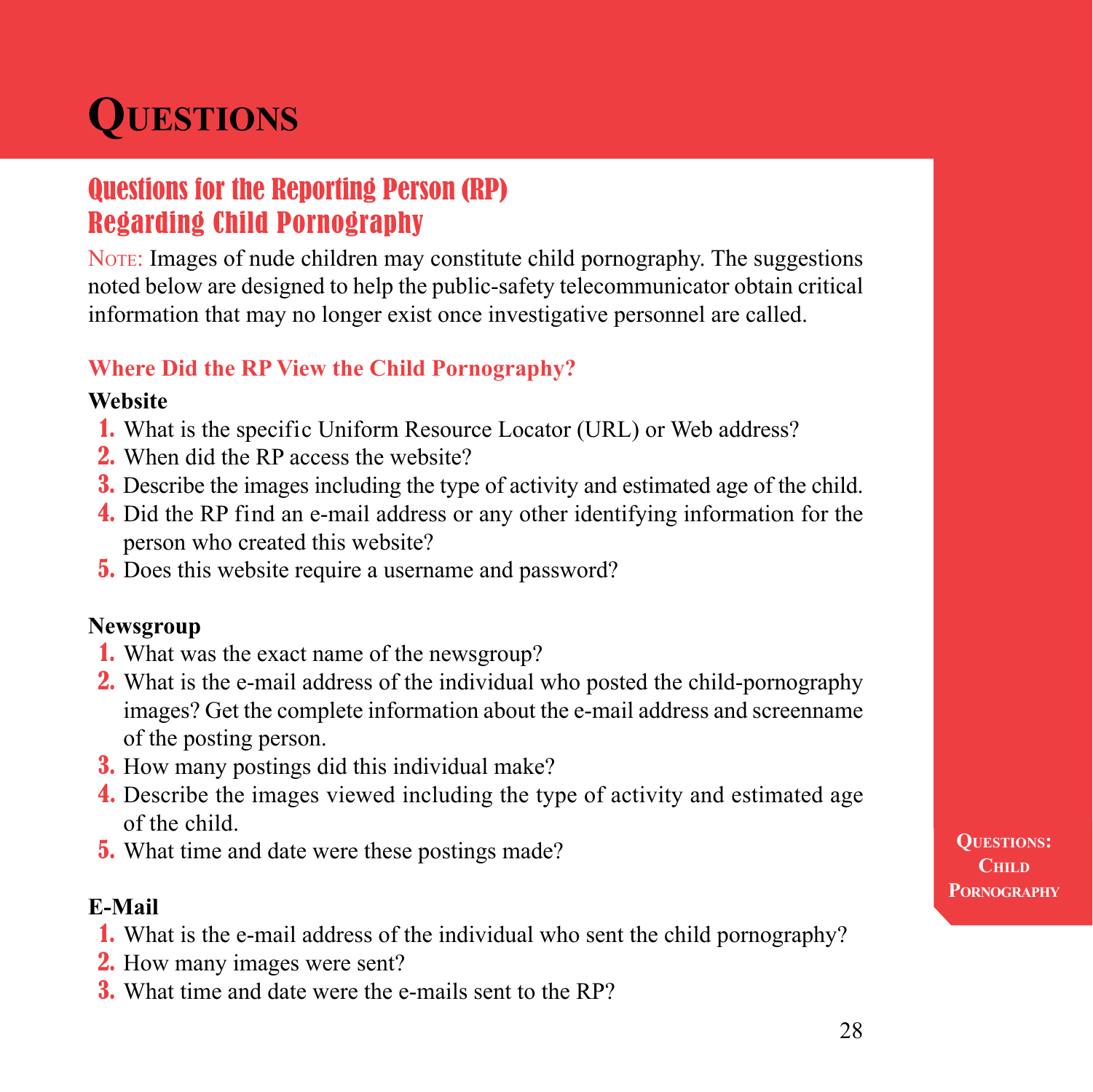# QUESTIONS

## Questions for the Reporting Person (RP) Regarding Child Pornography

NOTE: Images of nude children may constitute child pornography. The suggestions noted below are designed to help the public-safety telecommunicator obtain critical information that may no longer exist once investigative personnel are called.

### Where Did the RP View the Child Pornography?

**Website**

1. What is the specific Uniform Resource Locator (URL) or Web address?
2. When did the RP access the website?
3. Describe the images including the type of activity and estimated age of the child.
4. Did the RP find an e-mail address or any other identifying information for the person who created this website?
5. Does this website require a username and password?

**Newsgroup**

1. What was the exact name of the newsgroup?
2. What is the e-mail address of the individual who posted the child-pornography images? Get the complete information about the e-mail address and screenname of the posting person.
3. How many postings did this individual make?
4. Describe the images viewed including the type of activity and estimated age of the child.
5. What time and date were these postings made?

**E-Mail**

1. What is the e-mail address of the individual who sent the child pornography?
2. How many images were sent?
3. What time and date were the e-mails sent to the RP?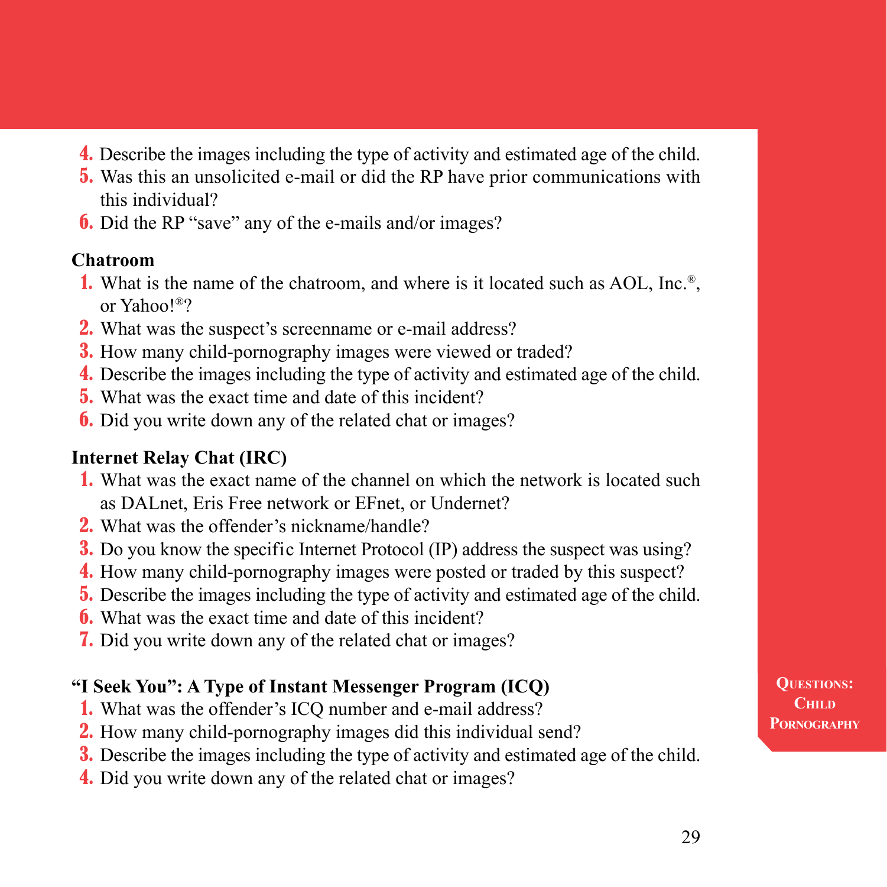4. Describe the images including the type of activity and estimated age of the child.
5. Was this an unsolicited e-mail or did the RP have prior communications with this individual?
6. Did the RP "save" any of the e-mails and/or images?

**Chatroom**

1. What is the name of the chatroom, and where is it located such as AOL, Inc.®, or Yahoo!®?
2. What was the suspect's screenname or e-mail address?
3. How many child-pornography images were viewed or traded?
4. Describe the images including the type of activity and estimated age of the child.
5. What was the exact time and date of this incident?
6. Did you write down any of the related chat or images?

**Internet Relay Chat (IRC)**

1. What was the exact name of the channel on which the network is located such as DALnet, Eris Free network or EFnet, or Undernet?
2. What was the offender's nickname/handle?
3. Do you know the specific Internet Protocol (IP) address the suspect was using?
4. How many child-pornography images were posted or traded by this suspect?
5. Describe the images including the type of activity and estimated age of the child.
6. What was the exact time and date of this incident?
7. Did you write down any of the related chat or images?

**"I Seek You": A Type of Instant Messenger Program (ICQ)**

1. What was the offender's ICQ number and e-mail address?
2. How many child-pornography images did this individual send?
3. Describe the images including the type of activity and estimated age of the child.
4. Did you write down any of the related chat or images?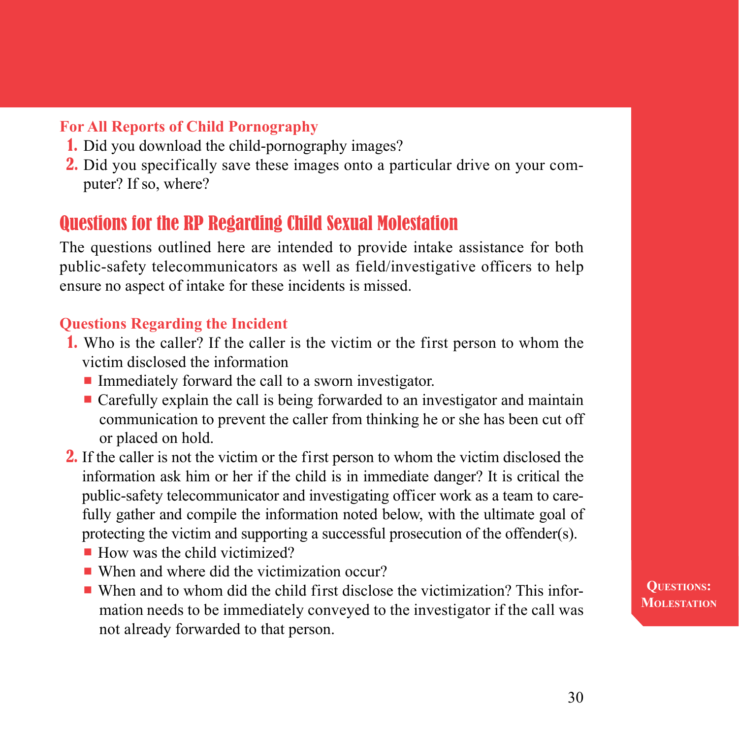### For All Reports of Child Pornography

1. Did you download the child-pornography images?
2. Did you specifically save these images onto a particular drive on your computer? If so, where?

## Questions for the RP Regarding Child Sexual Molestation

The questions outlined here are intended to provide intake assistance for both public-safety telecommunicators as well as field/investigative officers to help ensure no aspect of intake for these incidents is missed.

### Questions Regarding the Incident

1. Who is the caller? If the caller is the victim or the first person to whom the victim disclosed the information
   - Immediately forward the call to a sworn investigator.
   - Carefully explain the call is being forwarded to an investigator and maintain communication to prevent the caller from thinking he or she has been cut off or placed on hold.
2. If the caller is not the victim or the first person to whom the victim disclosed the information ask him or her if the child is in immediate danger? It is critical the public-safety telecommunicator and investigating officer work as a team to carefully gather and compile the information noted below, with the ultimate goal of protecting the victim and supporting a successful prosecution of the offender(s).
   - How was the child victimized?
   - When and where did the victimization occur?
   - When and to whom did the child first disclose the victimization? This information needs to be immediately conveyed to the investigator if the call was not already forwarded to that person.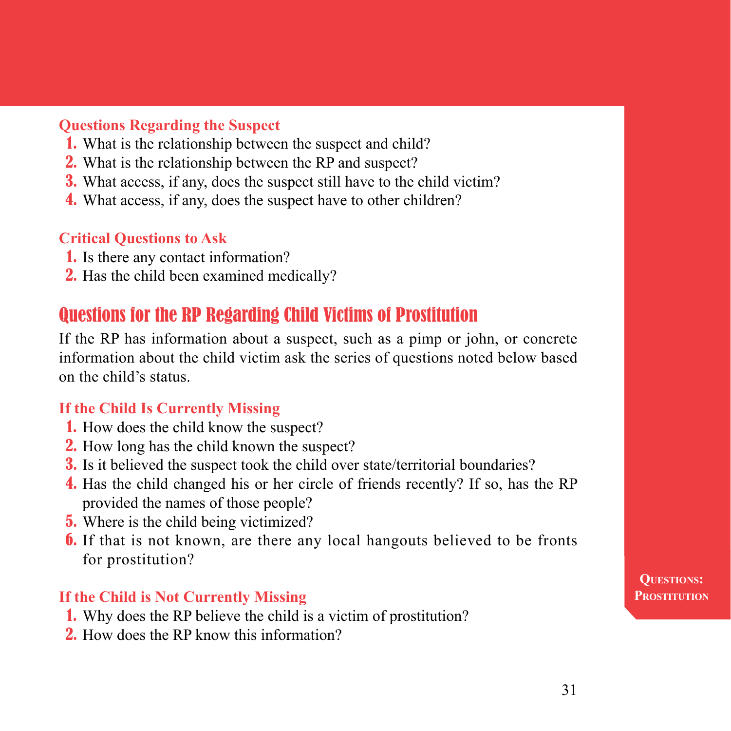### Questions Regarding the Suspect

1. What is the relationship between the suspect and child?
2. What is the relationship between the RP and suspect?
3. What access, if any, does the suspect still have to the child victim?
4. What access, if any, does the suspect have to other children?

### Critical Questions to Ask

1. Is there any contact information?
2. Has the child been examined medically?

## Questions for the RP Regarding Child Victims of Prostitution

If the RP has information about a suspect, such as a pimp or john, or concrete information about the child victim ask the series of questions noted below based on the child's status.

### If the Child Is Currently Missing

1. How does the child know the suspect?
2. How long has the child known the suspect?
3. Is it believed the suspect took the child over state/territorial boundaries?
4. Has the child changed his or her circle of friends recently? If so, has the RP provided the names of those people?
5. Where is the child being victimized?
6. If that is not known, are there any local hangouts believed to be fronts for prostitution?

### If the Child is Not Currently Missing

1. Why does the RP believe the child is a victim of prostitution?
2. How does the RP know this information?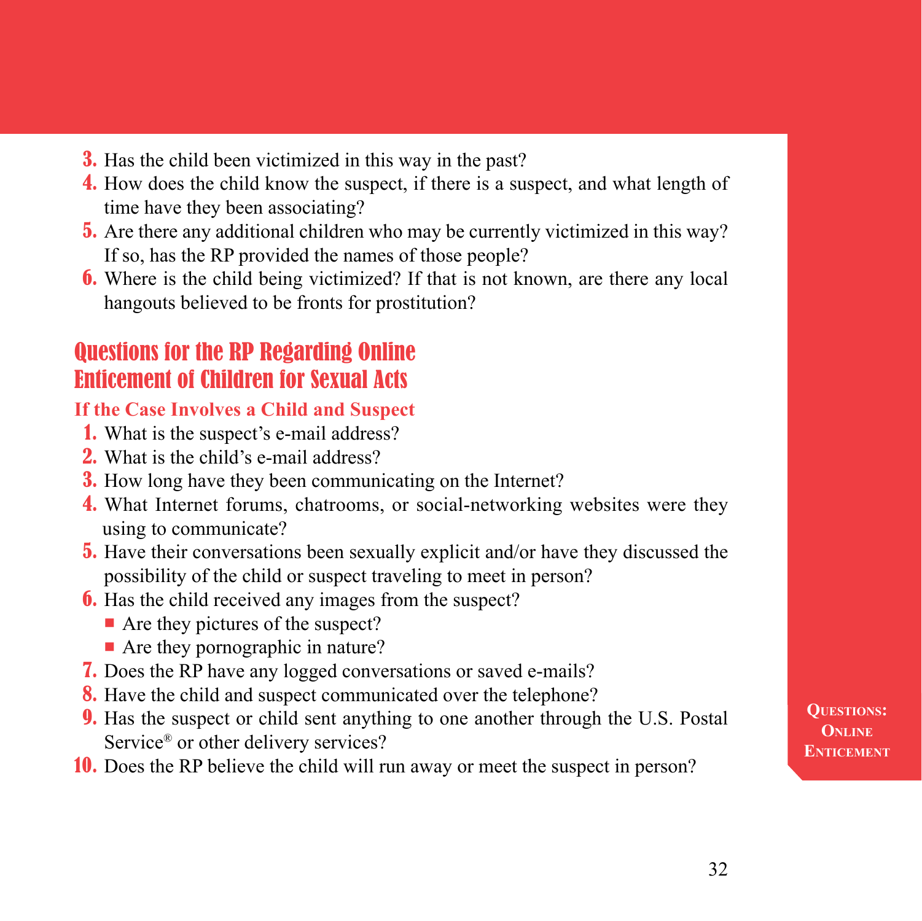3. Has the child been victimized in this way in the past?
4. How does the child know the suspect, if there is a suspect, and what length of time have they been associating?
5. Are there any additional children who may be currently victimized in this way? If so, has the RP provided the names of those people?
6. Where is the child being victimized? If that is not known, are there any local hangouts believed to be fronts for prostitution?

## Questions for the RP Regarding Online Enticement of Children for Sexual Acts

### If the Case Involves a Child and Suspect

1. What is the suspect's e-mail address?
2. What is the child's e-mail address?
3. How long have they been communicating on the Internet?
4. What Internet forums, chatrooms, or social-networking websites were they using to communicate?
5. Have their conversations been sexually explicit and/or have they discussed the possibility of the child or suspect traveling to meet in person?
6. Has the child received any images from the suspect?
   - Are they pictures of the suspect?
   - Are they pornographic in nature?
7. Does the RP have any logged conversations or saved e-mails?
8. Have the child and suspect communicated over the telephone?
9. Has the suspect or child sent anything to one another through the U.S. Postal Service® or other delivery services?
10. Does the RP believe the child will run away or meet the suspect in person?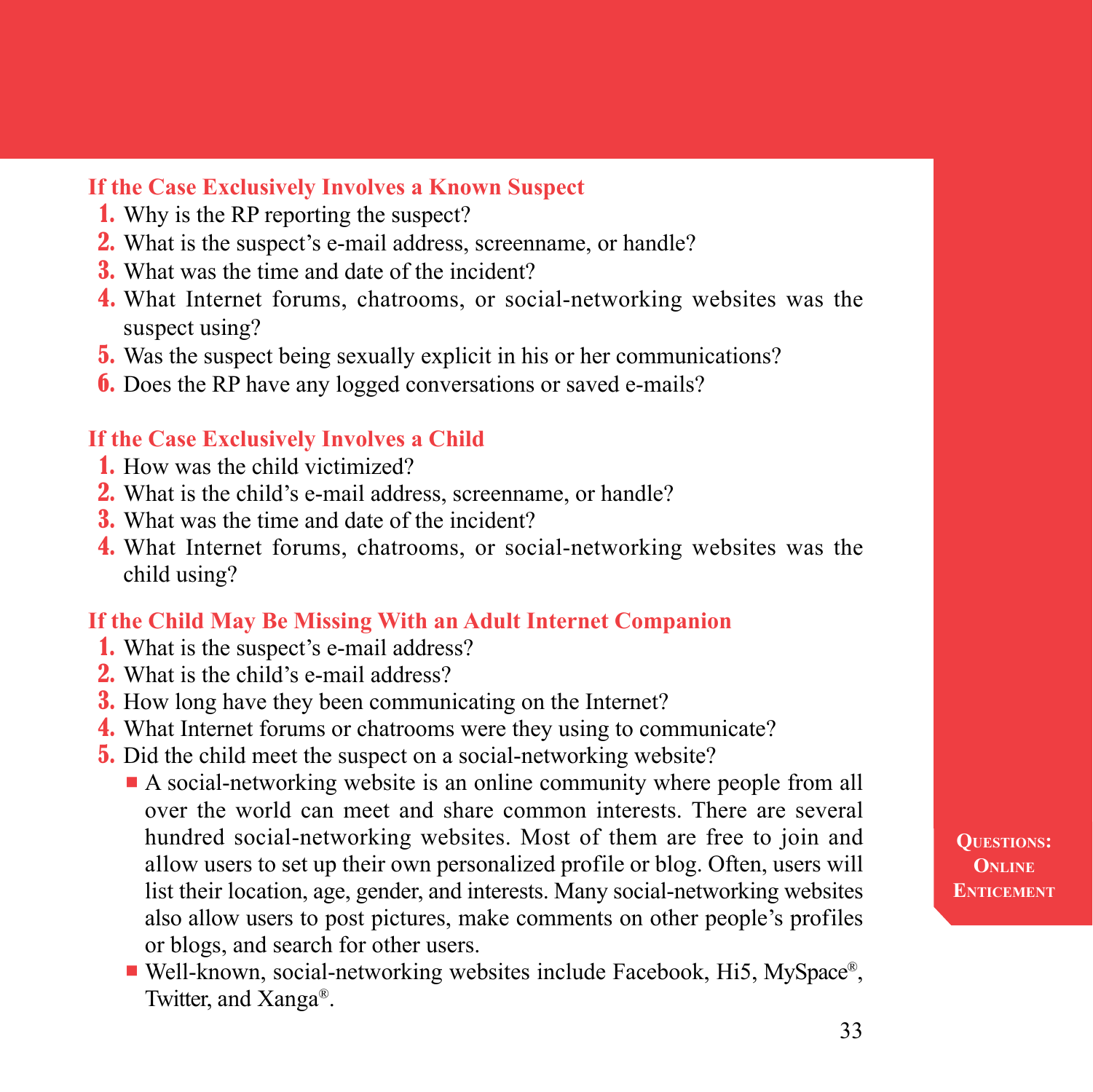### If the Case Exclusively Involves a Known Suspect

1. Why is the RP reporting the suspect?
2. What is the suspect's e-mail address, screenname, or handle?
3. What was the time and date of the incident?
4. What Internet forums, chatrooms, or social-networking websites was the suspect using?
5. Was the suspect being sexually explicit in his or her communications?
6. Does the RP have any logged conversations or saved e-mails?

### If the Case Exclusively Involves a Child

1. How was the child victimized?
2. What is the child's e-mail address, screenname, or handle?
3. What was the time and date of the incident?
4. What Internet forums, chatrooms, or social-networking websites was the child using?

### If the Child May Be Missing With an Adult Internet Companion

1. What is the suspect's e-mail address?
2. What is the child's e-mail address?
3. How long have they been communicating on the Internet?
4. What Internet forums or chatrooms were they using to communicate?
5. Did the child meet the suspect on a social-networking website?
   - A social-networking website is an online community where people from all over the world can meet and share common interests. There are several hundred social-networking websites. Most of them are free to join and allow users to set up their own personalized profile or blog. Often, users will list their location, age, gender, and interests. Many social-networking websites also allow users to post pictures, make comments on other people's profiles or blogs, and search for other users.
   - Well-known, social-networking websites include Facebook, Hi5, MySpace®, Twitter, and Xanga®.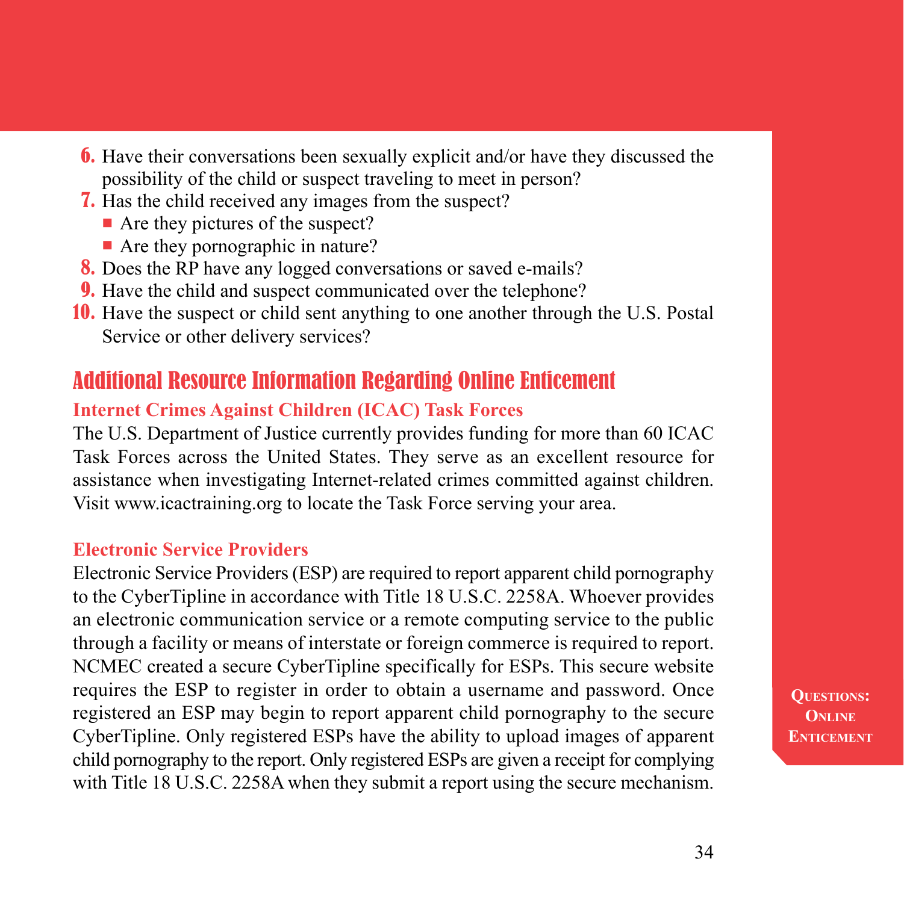6. Have their conversations been sexually explicit and/or have they discussed the possibility of the child or suspect traveling to meet in person?
7. Has the child received any images from the suspect?
   - Are they pictures of the suspect?
   - Are they pornographic in nature?
8. Does the RP have any logged conversations or saved e-mails?
9. Have the child and suspect communicated over the telephone?
10. Have the suspect or child sent anything to one another through the U.S. Postal Service or other delivery services?

## Additional Resource Information Regarding Online Enticement

### Internet Crimes Against Children (ICAC) Task Forces

The U.S. Department of Justice currently provides funding for more than 60 ICAC Task Forces across the United States. They serve as an excellent resource for assistance when investigating Internet-related crimes committed against children. Visit www.icactraining.org to locate the Task Force serving your area.

### Electronic Service Providers

Electronic Service Providers (ESP) are required to report apparent child pornography to the CyberTipline in accordance with Title 18 U.S.C. 2258A. Whoever provides an electronic communication service or a remote computing service to the public through a facility or means of interstate or foreign commerce is required to report. NCMEC created a secure CyberTipline specifically for ESPs. This secure website requires the ESP to register in order to obtain a username and password. Once registered an ESP may begin to report apparent child pornography to the secure CyberTipline. Only registered ESPs have the ability to upload images of apparent child pornography to the report. Only registered ESPs are given a receipt for complying with Title 18 U.S.C. 2258A when they submit a report using the secure mechanism.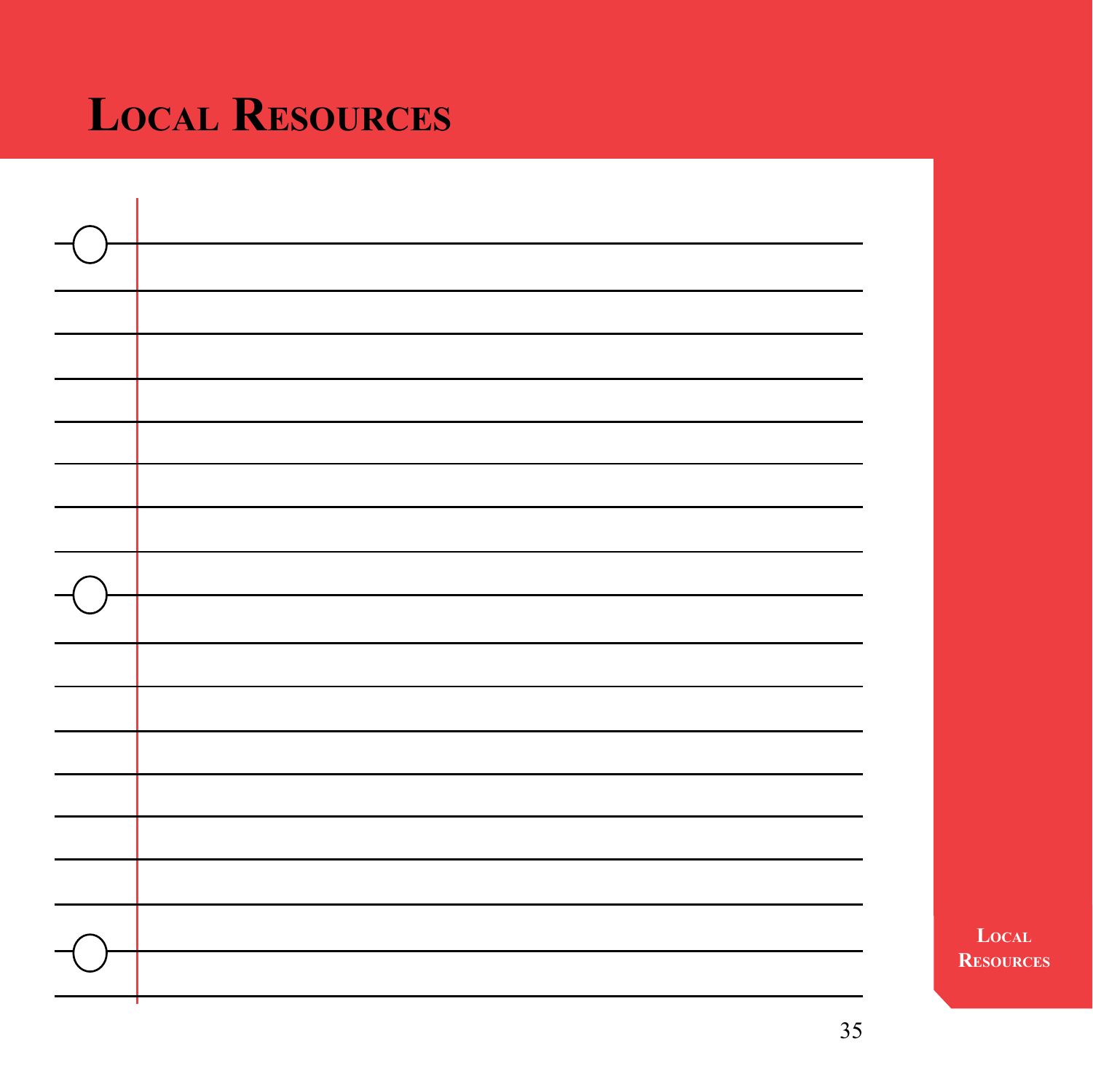# Local Resources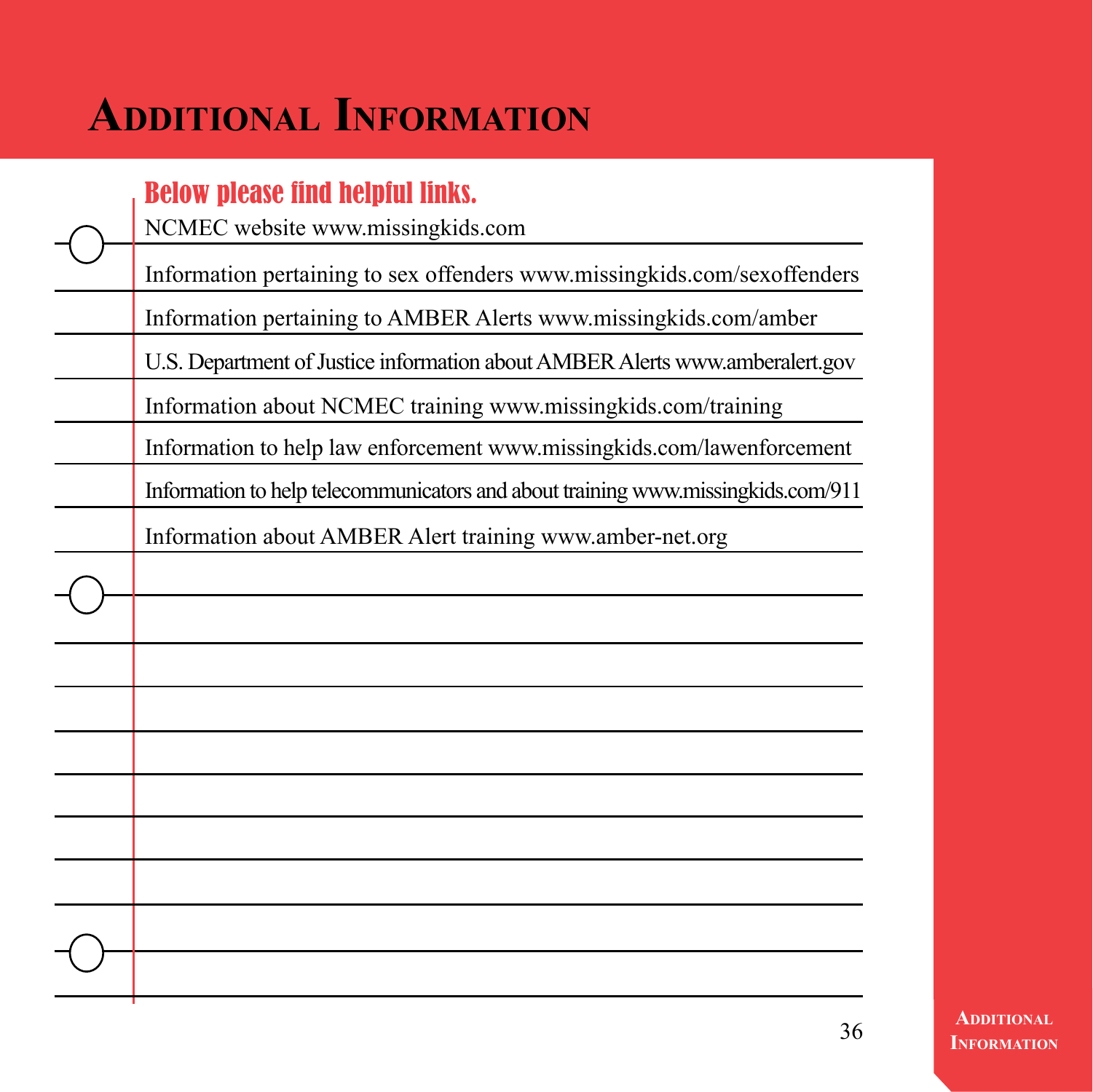# Additional Information

**Below please find helpful links.**

NCMEC website www.missingkids.com

Information pertaining to sex offenders www.missingkids.com/sexoffenders

Information pertaining to AMBER Alerts www.missingkids.com/amber

U.S. Department of Justice information about AMBER Alerts www.amberalert.gov

Information about NCMEC training www.missingkids.com/training

Information to help law enforcement www.missingkids.com/lawenforcement

Information to help telecommunicators and about training www.missingkids.com/911

Information about AMBER Alert training www.amber-net.org